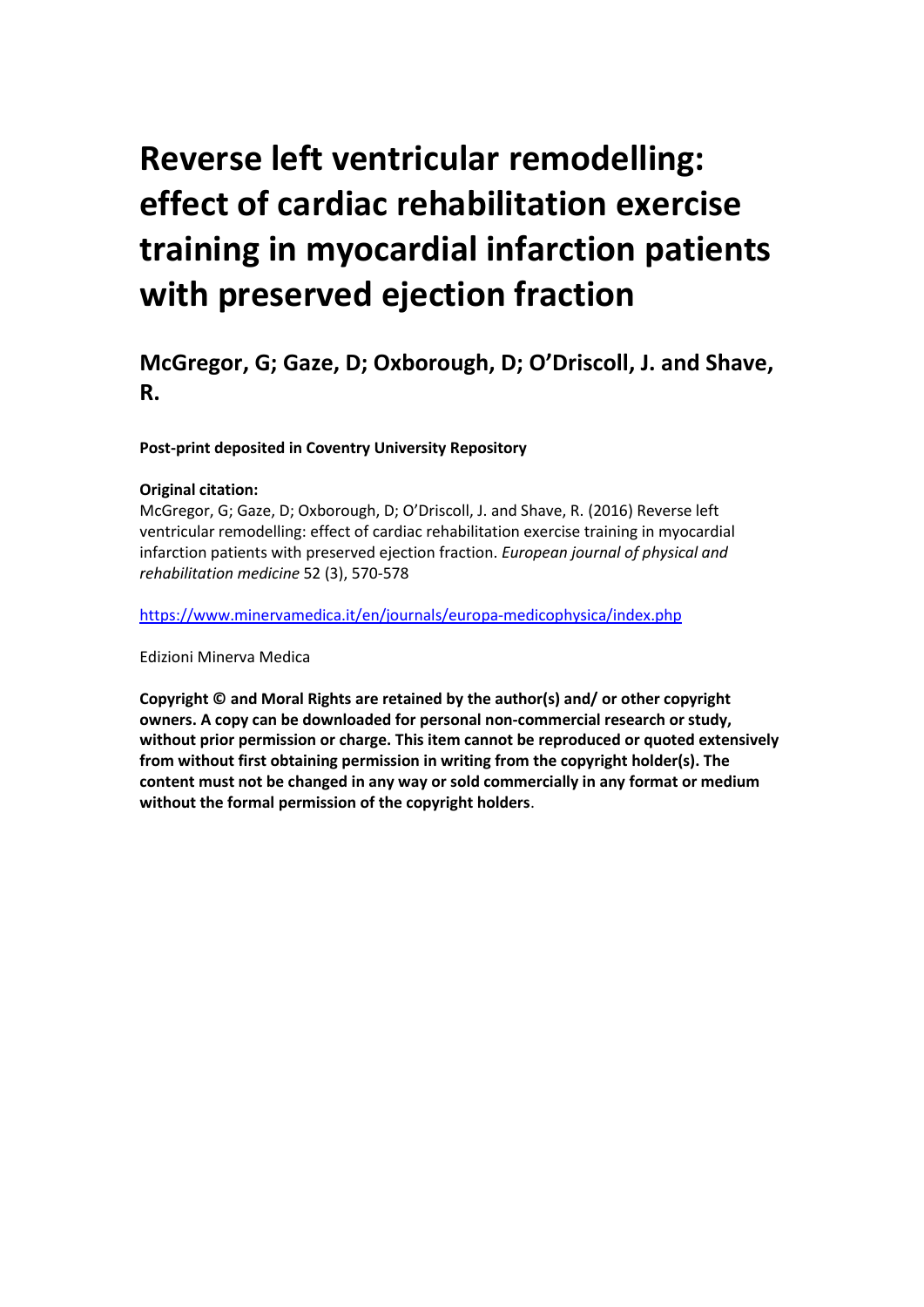# Reverse left ventricular remodelling: effect of cardiac rehabilitation exercise training in myocardial infarction patients with preserved ejection fraction

## McGregor, G; Gaze, D; Oxborough, D; O'Driscoll, J. and Shave, R.

**Post-print deposited in Coventry University Repository**

**Original citation:**

McGregor, G; Gaze, D; Oxborough, D; O'Driscoll, J. and Shave, R. (2016) Reverse left ventricular remodelling: effect of cardiac rehabilitation exercise training in myocardial infarction patients with preserved ejection fraction. *European journal of physical and rehabilitation medicine* 52 (3), 570-578

https://www.minervamedica.it/en/journals/europa-medicophysica/index.php

Edizioni Minerva Medica

**Copyright © and Moral Rights are retained by the author(s) and/ or other copyright owners. A copy can be downloaded for personal non-commercial research or study, without prior permission or charge. This item cannot be reproduced or quoted extensively from without first obtaining permission in writing from the copyright holder(s). The content must not be changed in any way or sold commercially in any format or medium without the formal permission of the copyright holders**.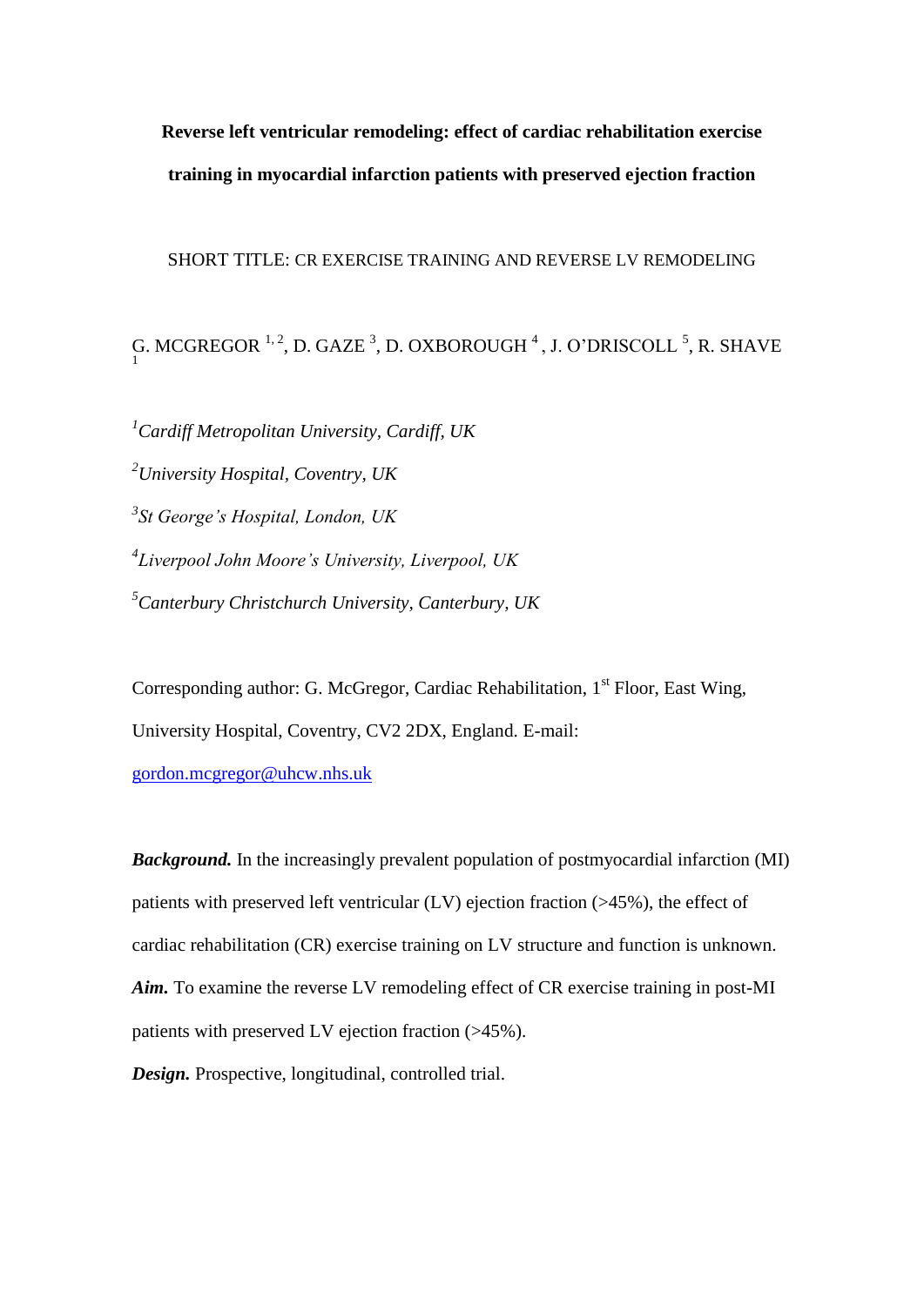**Reverse left ventricular remodeling: effect of cardiac rehabilitation exercise training in myocardial infarction patients with preserved ejection fraction**

SHORT TITLE: CR EXERCISE TRAINING AND REVERSE LV REMODELING

G. MCGREGOR [1, 2], D. GAZE [3], D. OXBOROUGH [4] , J. O'DRISCOLL [5], R. SHAVE [1]

[1]*Cardiff Metropolitan University, Cardiff, UK*

[2]*University Hospital, Coventry, UK*

[3]*St George's Hospital, London, UK*

[4]*Liverpool John Moore's University, Liverpool, UK*

[5]*Canterbury Christchurch University, Canterbury, UK*

Corresponding author: G. McGregor, Cardiac Rehabilitation, 1st Floor, East Wing, University Hospital, Coventry, CV2 2DX, England. E-mail: gordon.mcgregor@uhcw.nhs.uk

***Background.*** In the increasingly prevalent population of postmyocardial infarction (MI) patients with preserved left ventricular (LV) ejection fraction (>45%), the effect of cardiac rehabilitation (CR) exercise training on LV structure and function is unknown.

***Aim.*** To examine the reverse LV remodeling effect of CR exercise training in post-MI patients with preserved LV ejection fraction (>45%).

***Design.*** Prospective, longitudinal, controlled trial.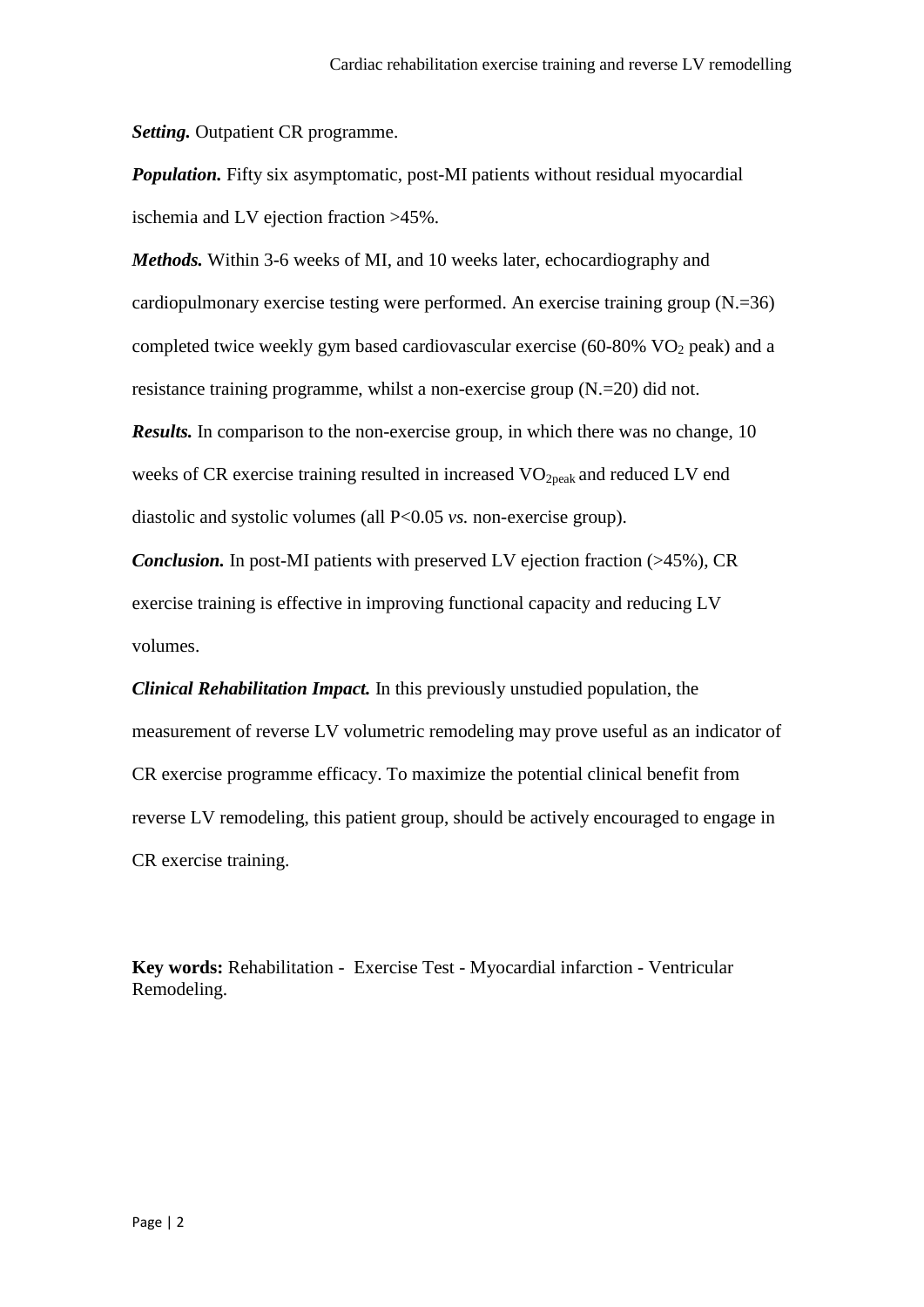***Setting.*** Outpatient CR programme.

***Population.*** Fifty six asymptomatic, post-MI patients without residual myocardial ischemia and LV ejection fraction >45%.

***Methods.*** Within 3-6 weeks of MI, and 10 weeks later, echocardiography and cardiopulmonary exercise testing were performed. An exercise training group (N.=36) completed twice weekly gym based cardiovascular exercise (60-80% $VO_2$ peak) and a resistance training programme, whilst a non-exercise group (N.=20) did not.

***Results.*** In comparison to the non-exercise group, in which there was no change, 10 weeks of CR exercise training resulted in increased $VO_{2peak}$ and reduced LV end diastolic and systolic volumes (all $P<0.05$ *vs.* non-exercise group).

***Conclusion.*** In post-MI patients with preserved LV ejection fraction (>45%), CR exercise training is effective in improving functional capacity and reducing LV volumes.

***Clinical Rehabilitation Impact.*** In this previously unstudied population, the measurement of reverse LV volumetric remodeling may prove useful as an indicator of CR exercise programme efficacy. To maximize the potential clinical benefit from reverse LV remodeling, this patient group, should be actively encouraged to engage in CR exercise training.

**Key words:** Rehabilitation - Exercise Test - Myocardial infarction - Ventricular Remodeling.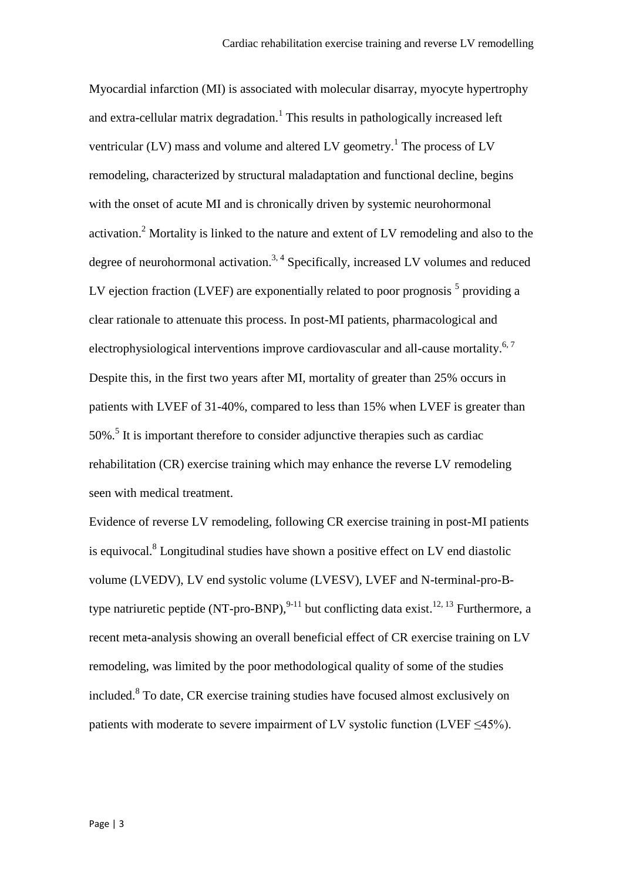Myocardial infarction (MI) is associated with molecular disarray, myocyte hypertrophy and extra-cellular matrix degradation.[1] This results in pathologically increased left ventricular (LV) mass and volume and altered LV geometry.[1] The process of LV remodeling, characterized by structural maladaptation and functional decline, begins with the onset of acute MI and is chronically driven by systemic neurohormonal activation.[2] Mortality is linked to the nature and extent of LV remodeling and also to the degree of neurohormonal activation.[3, 4] Specifically, increased LV volumes and reduced LV ejection fraction (LVEF) are exponentially related to poor prognosis [5] providing a clear rationale to attenuate this process. In post-MI patients, pharmacological and electrophysiological interventions improve cardiovascular and all-cause mortality.[6, 7] Despite this, in the first two years after MI, mortality of greater than 25% occurs in patients with LVEF of 31-40%, compared to less than 15% when LVEF is greater than 50%.[5] It is important therefore to consider adjunctive therapies such as cardiac rehabilitation (CR) exercise training which may enhance the reverse LV remodeling seen with medical treatment.

Evidence of reverse LV remodeling, following CR exercise training in post-MI patients is equivocal.[8] Longitudinal studies have shown a positive effect on LV end diastolic volume (LVEDV), LV end systolic volume (LVESV), LVEF and N-terminal-pro-B-type natriuretic peptide (NT-pro-BNP),[9-11] but conflicting data exist.[12, 13] Furthermore, a recent meta-analysis showing an overall beneficial effect of CR exercise training on LV remodeling, was limited by the poor methodological quality of some of the studies included.[8] To date, CR exercise training studies have focused almost exclusively on patients with moderate to severe impairment of LV systolic function (LVEF $\leq$45%).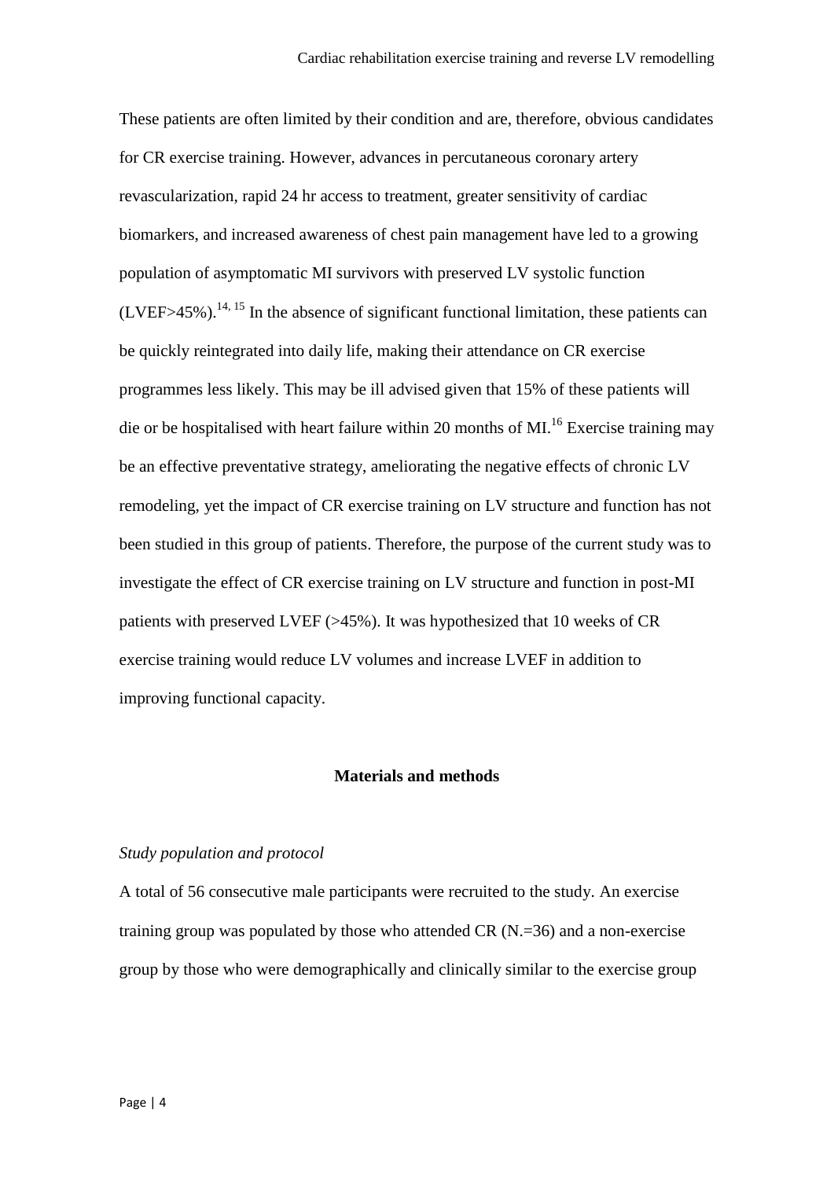These patients are often limited by their condition and are, therefore, obvious candidates for CR exercise training. However, advances in percutaneous coronary artery revascularization, rapid 24 hr access to treatment, greater sensitivity of cardiac biomarkers, and increased awareness of chest pain management have led to a growing population of asymptomatic MI survivors with preserved LV systolic function (LVEF>45%).[14, 15] In the absence of significant functional limitation, these patients can be quickly reintegrated into daily life, making their attendance on CR exercise programmes less likely. This may be ill advised given that 15% of these patients will die or be hospitalised with heart failure within 20 months of MI.[16] Exercise training may be an effective preventative strategy, ameliorating the negative effects of chronic LV remodeling, yet the impact of CR exercise training on LV structure and function has not been studied in this group of patients. Therefore, the purpose of the current study was to investigate the effect of CR exercise training on LV structure and function in post-MI patients with preserved LVEF (>45%). It was hypothesized that 10 weeks of CR exercise training would reduce LV volumes and increase LVEF in addition to improving functional capacity.

## Materials and methods

### *Study population and protocol*

A total of 56 consecutive male participants were recruited to the study. An exercise training group was populated by those who attended CR (N.=36) and a non-exercise group by those who were demographically and clinically similar to the exercise group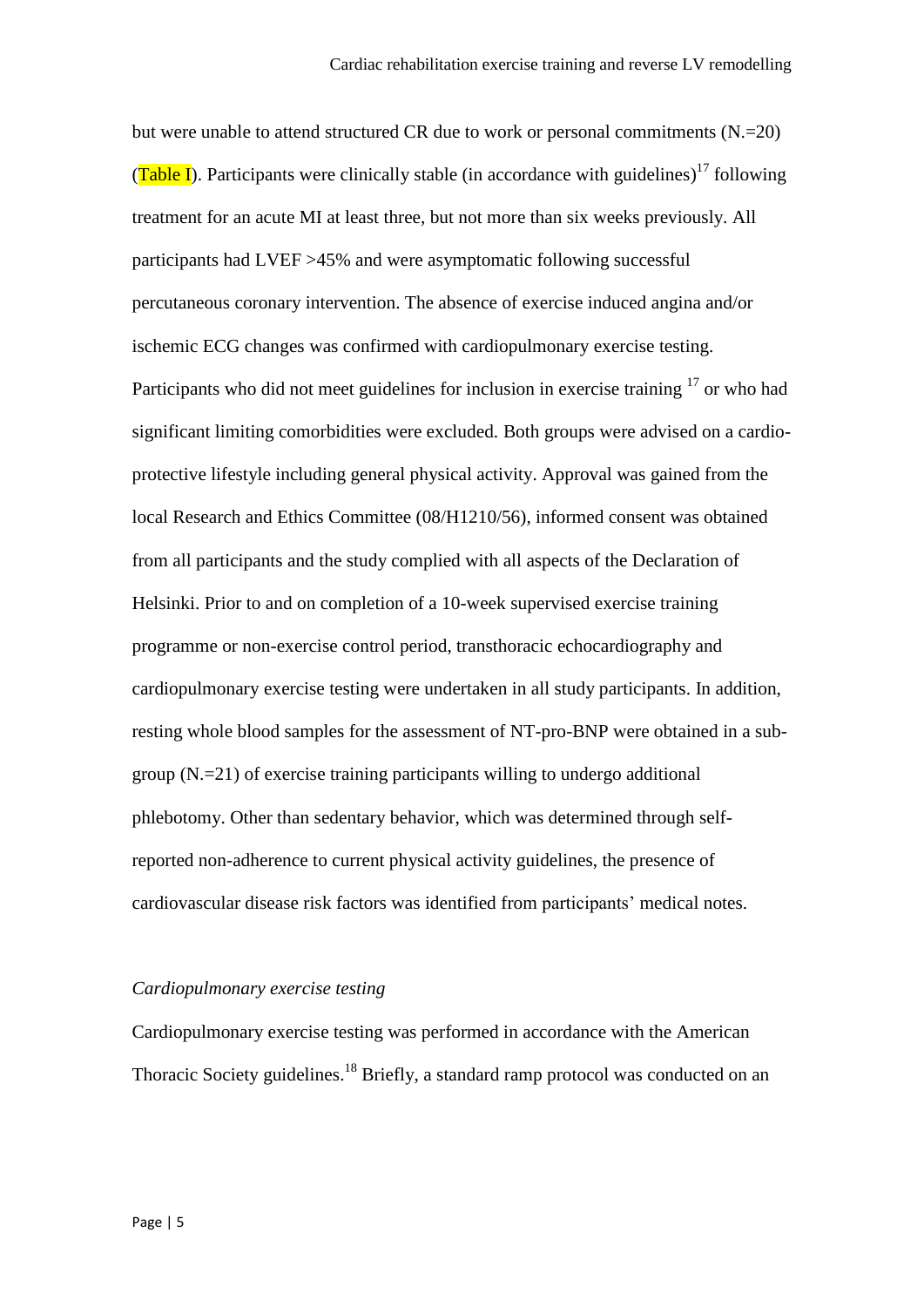but were unable to attend structured CR due to work or personal commitments (N.=20) (Table I). Participants were clinically stable (in accordance with guidelines)[17] following treatment for an acute MI at least three, but not more than six weeks previously. All participants had LVEF >45% and were asymptomatic following successful percutaneous coronary intervention. The absence of exercise induced angina and/or ischemic ECG changes was confirmed with cardiopulmonary exercise testing. Participants who did not meet guidelines for inclusion in exercise training [17] or who had significant limiting comorbidities were excluded. Both groups were advised on a cardio-protective lifestyle including general physical activity. Approval was gained from the local Research and Ethics Committee (08/H1210/56), informed consent was obtained from all participants and the study complied with all aspects of the Declaration of Helsinki. Prior to and on completion of a 10-week supervised exercise training programme or non-exercise control period, transthoracic echocardiography and cardiopulmonary exercise testing were undertaken in all study participants. In addition, resting whole blood samples for the assessment of NT-pro-BNP were obtained in a sub-group (N.=21) of exercise training participants willing to undergo additional phlebotomy. Other than sedentary behavior, which was determined through self-reported non-adherence to current physical activity guidelines, the presence of cardiovascular disease risk factors was identified from participants' medical notes.

*Cardiopulmonary exercise testing*

Cardiopulmonary exercise testing was performed in accordance with the American Thoracic Society guidelines.[18] Briefly, a standard ramp protocol was conducted on an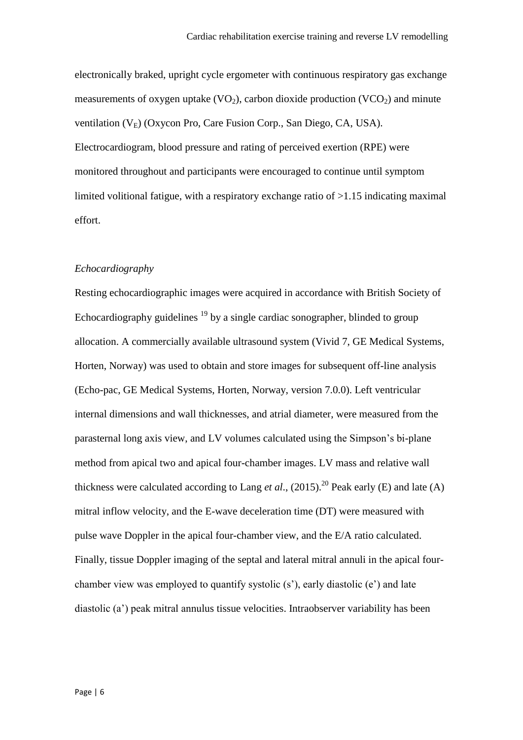electronically braked, upright cycle ergometer with continuous respiratory gas exchange measurements of oxygen uptake ($VO_2$), carbon dioxide production ($VCO_2$) and minute ventilation ($V_E$) (Oxycon Pro, Care Fusion Corp., San Diego, CA, USA). Electrocardiogram, blood pressure and rating of perceived exertion (RPE) were monitored throughout and participants were encouraged to continue until symptom limited volitional fatigue, with a respiratory exchange ratio of >1.15 indicating maximal effort.

*Echocardiography*

Resting echocardiographic images were acquired in accordance with British Society of Echocardiography guidelines [19] by a single cardiac sonographer, blinded to group allocation. A commercially available ultrasound system (Vivid 7, GE Medical Systems, Horten, Norway) was used to obtain and store images for subsequent off-line analysis (Echo-pac, GE Medical Systems, Horten, Norway, version 7.0.0). Left ventricular internal dimensions and wall thicknesses, and atrial diameter, were measured from the parasternal long axis view, and LV volumes calculated using the Simpson's bi-plane method from apical two and apical four-chamber images. LV mass and relative wall thickness were calculated according to Lang *et al*., (2015).[20] Peak early (E) and late (A) mitral inflow velocity, and the E-wave deceleration time (DT) were measured with pulse wave Doppler in the apical four-chamber view, and the E/A ratio calculated. Finally, tissue Doppler imaging of the septal and lateral mitral annuli in the apical four-chamber view was employed to quantify systolic (s'), early diastolic (e') and late diastolic (a') peak mitral annulus tissue velocities. Intraobserver variability has been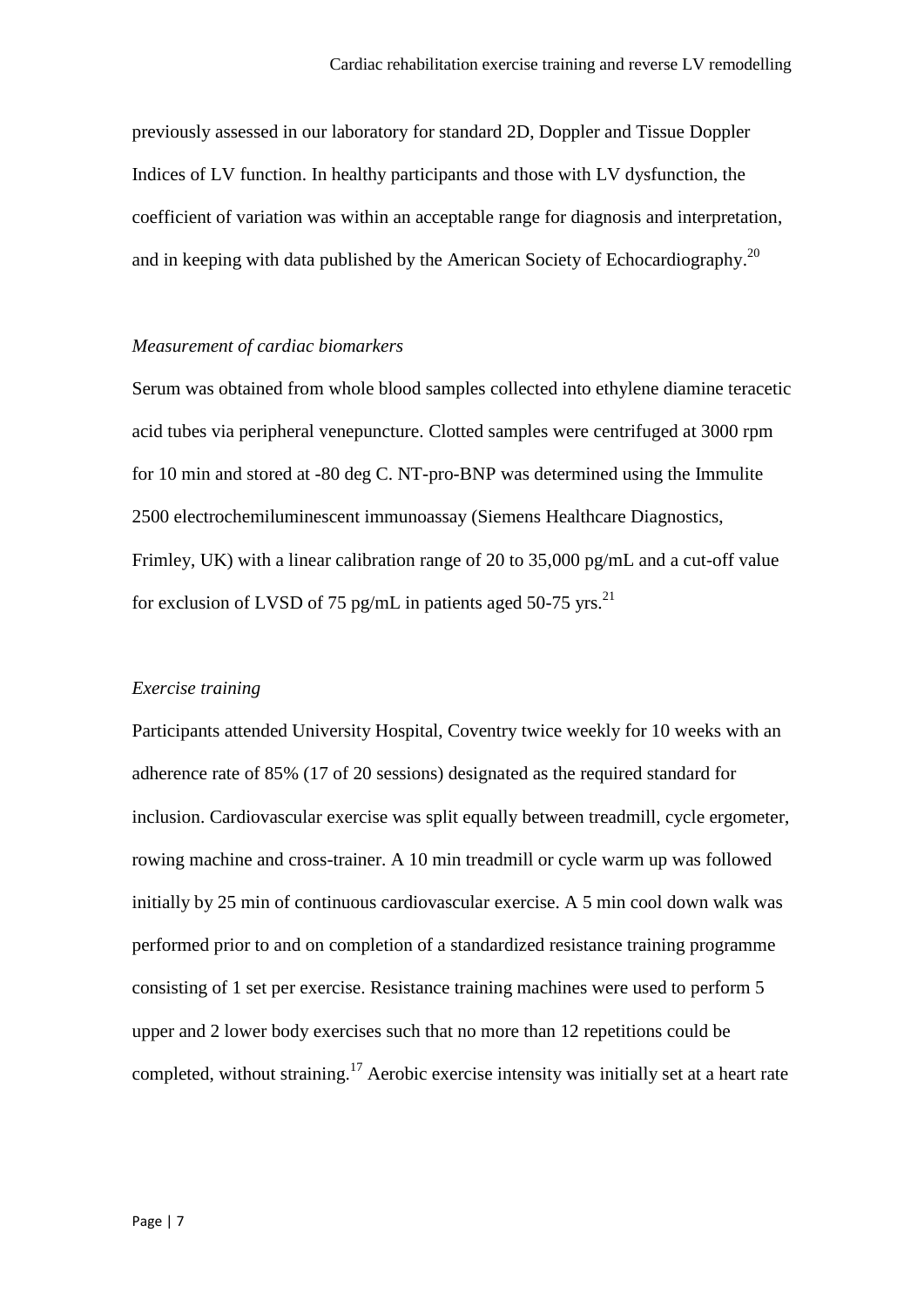previously assessed in our laboratory for standard 2D, Doppler and Tissue Doppler Indices of LV function. In healthy participants and those with LV dysfunction, the coefficient of variation was within an acceptable range for diagnosis and interpretation, and in keeping with data published by the American Society of Echocardiography.[20]

*Measurement of cardiac biomarkers*

Serum was obtained from whole blood samples collected into ethylene diamine teracetic acid tubes via peripheral venepuncture. Clotted samples were centrifuged at 3000 rpm for 10 min and stored at -80 deg C. NT-pro-BNP was determined using the Immulite 2500 electrochemiluminescent immunoassay (Siemens Healthcare Diagnostics, Frimley, UK) with a linear calibration range of 20 to 35,000 pg/mL and a cut-off value for exclusion of LVSD of 75 pg/mL in patients aged 50-75 yrs.[21]

*Exercise training*

Participants attended University Hospital, Coventry twice weekly for 10 weeks with an adherence rate of 85% (17 of 20 sessions) designated as the required standard for inclusion. Cardiovascular exercise was split equally between treadmill, cycle ergometer, rowing machine and cross-trainer. A 10 min treadmill or cycle warm up was followed initially by 25 min of continuous cardiovascular exercise. A 5 min cool down walk was performed prior to and on completion of a standardized resistance training programme consisting of 1 set per exercise. Resistance training machines were used to perform 5 upper and 2 lower body exercises such that no more than 12 repetitions could be completed, without straining.[17] Aerobic exercise intensity was initially set at a heart rate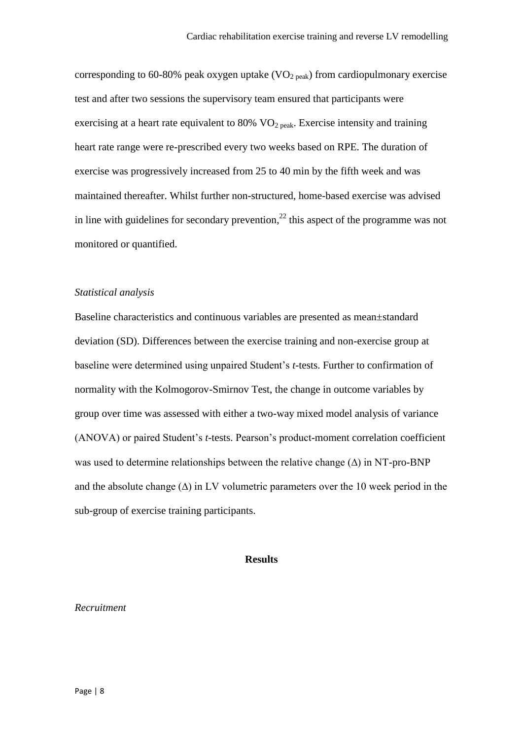corresponding to 60-80% peak oxygen uptake ($VO_{2\ peak}$) from cardiopulmonary exercise test and after two sessions the supervisory team ensured that participants were exercising at a heart rate equivalent to 80% $VO_{2\ peak}$. Exercise intensity and training heart rate range were re-prescribed every two weeks based on RPE. The duration of exercise was progressively increased from 25 to 40 min by the fifth week and was maintained thereafter. Whilst further non-structured, home-based exercise was advised in line with guidelines for secondary prevention,[22] this aspect of the programme was not monitored or quantified.

*Statistical analysis*

Baseline characteristics and continuous variables are presented as mean±standard deviation (SD). Differences between the exercise training and non-exercise group at baseline were determined using unpaired Student's *t*-tests. Further to confirmation of normality with the Kolmogorov-Smirnov Test, the change in outcome variables by group over time was assessed with either a two-way mixed model analysis of variance (ANOVA) or paired Student's *t*-tests. Pearson's product-moment correlation coefficient was used to determine relationships between the relative change ($\Delta$) in NT-pro-BNP and the absolute change ($\Delta$) in LV volumetric parameters over the 10 week period in the sub-group of exercise training participants.

## Results

*Recruitment*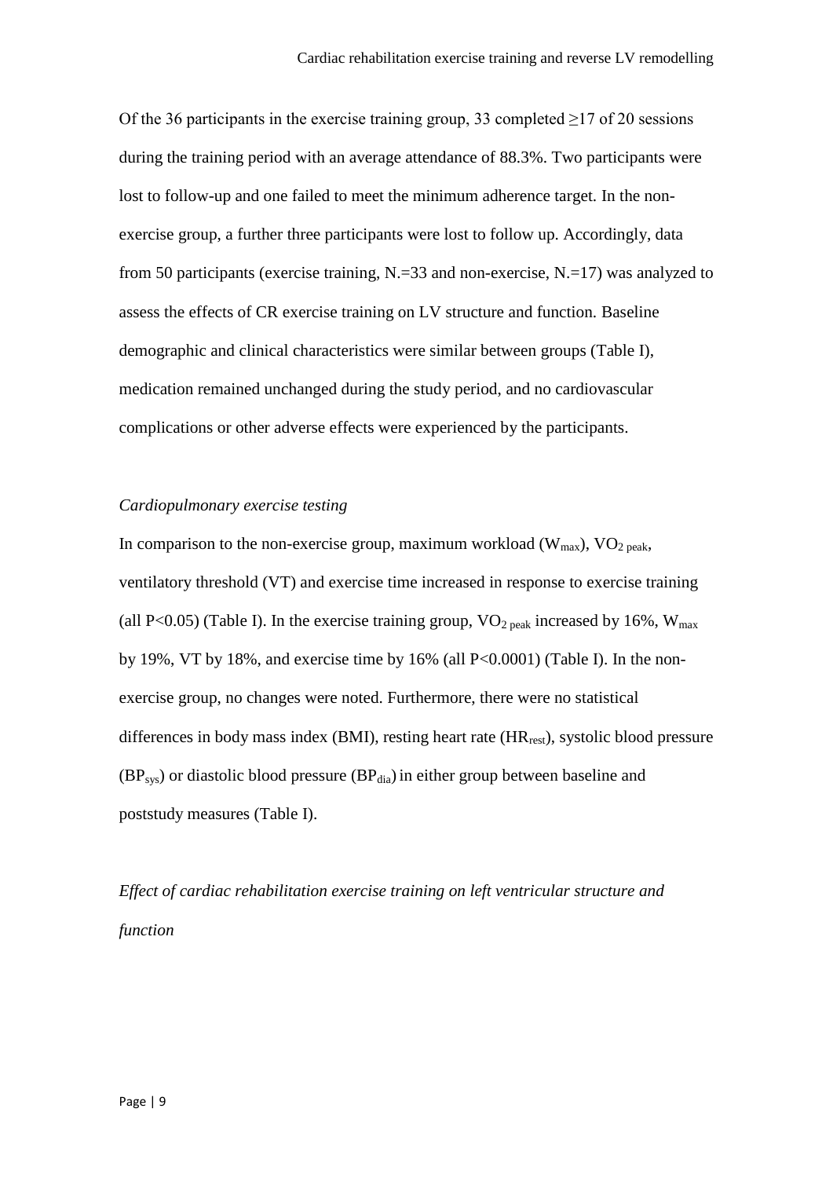Of the 36 participants in the exercise training group, 33 completed ≥17 of 20 sessions during the training period with an average attendance of 88.3%. Two participants were lost to follow-up and one failed to meet the minimum adherence target. In the non-exercise group, a further three participants were lost to follow up. Accordingly, data from 50 participants (exercise training, N.=33 and non-exercise, N.=17) was analyzed to assess the effects of CR exercise training on LV structure and function. Baseline demographic and clinical characteristics were similar between groups (Table I), medication remained unchanged during the study period, and no cardiovascular complications or other adverse effects were experienced by the participants.

*Cardiopulmonary exercise testing*

In comparison to the non-exercise group, maximum workload ($W_{max}$), $VO_{2\ peak}$, ventilatory threshold (VT) and exercise time increased in response to exercise training (all $P<0.05$) (Table I). In the exercise training group, $VO_{2\ peak}$ increased by 16%, $W_{max}$ by 19%, VT by 18%, and exercise time by 16% (all $P<0.0001$) (Table I). In the non-exercise group, no changes were noted. Furthermore, there were no statistical differences in body mass index (BMI), resting heart rate ($HR_{rest}$), systolic blood pressure ($BP_{sys}$) or diastolic blood pressure ($BP_{dia}$) in either group between baseline and poststudy measures (Table I).

*Effect of cardiac rehabilitation exercise training on left ventricular structure and function*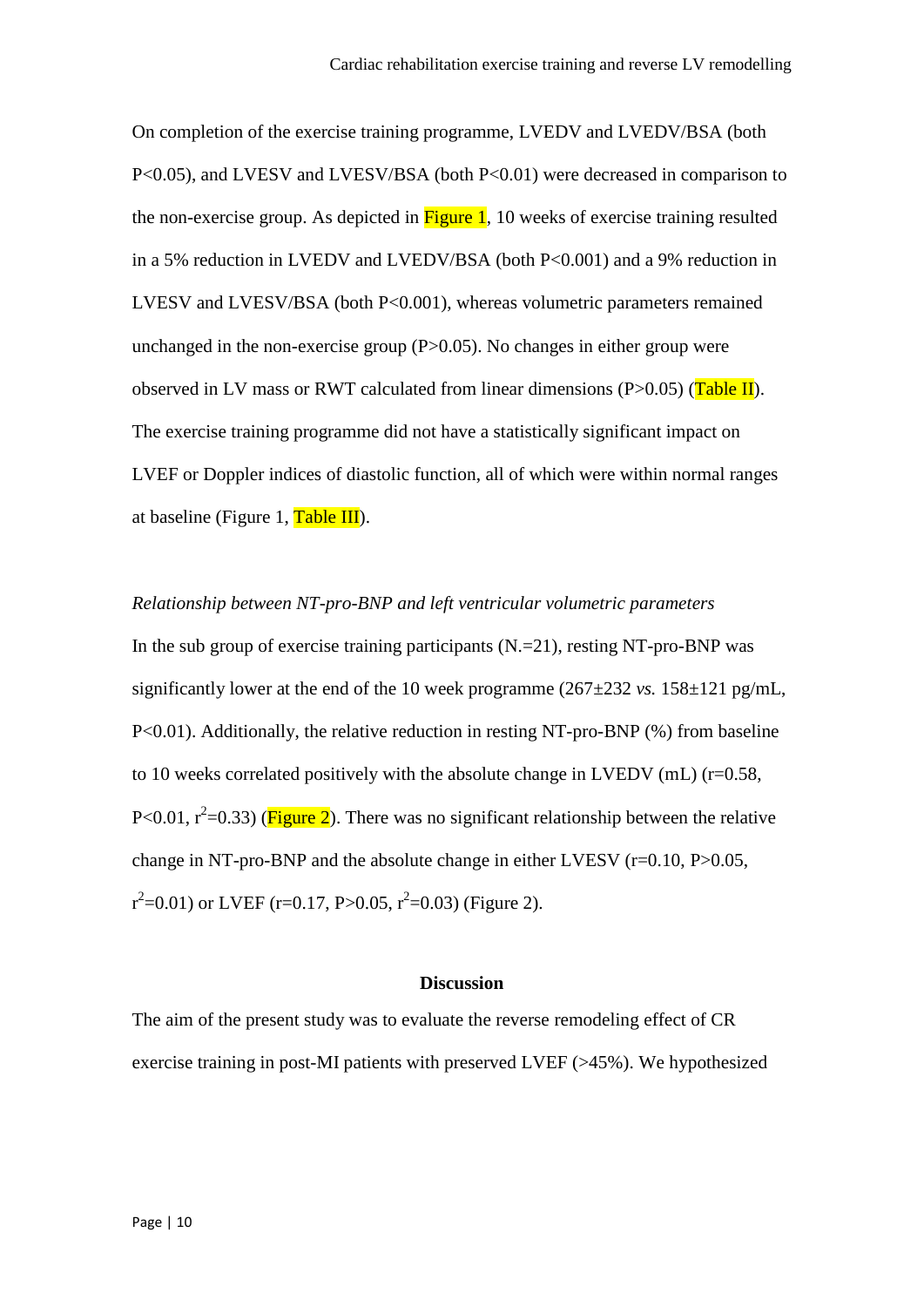On completion of the exercise training programme, LVEDV and LVEDV/BSA (both $P<0.05$), and LVESV and LVESV/BSA (both $P<0.01$) were decreased in comparison to the non-exercise group. As depicted in Figure 1, 10 weeks of exercise training resulted in a 5% reduction in LVEDV and LVEDV/BSA (both $P<0.001$) and a 9% reduction in LVESV and LVESV/BSA (both $P<0.001$), whereas volumetric parameters remained unchanged in the non-exercise group ($P>0.05$). No changes in either group were observed in LV mass or RWT calculated from linear dimensions ($P>0.05$) (Table II). The exercise training programme did not have a statistically significant impact on LVEF or Doppler indices of diastolic function, all of which were within normal ranges at baseline (Figure 1, Table III).

*Relationship between NT-pro-BNP and left ventricular volumetric parameters*

In the sub group of exercise training participants (N.=21), resting NT-pro-BNP was significantly lower at the end of the 10 week programme (267±232 *vs.* 158±121 pg/mL, $P<0.01$). Additionally, the relative reduction in resting NT-pro-BNP (%) from baseline to 10 weeks correlated positively with the absolute change in LVEDV (mL) ($r=0.58$, $P<0.01$, $r^2=0.33$) (Figure 2). There was no significant relationship between the relative change in NT-pro-BNP and the absolute change in either LVESV ($r=0.10$, $P>0.05$, $r^2=0.01$) or LVEF ($r=0.17$, $P>0.05$, $r^2=0.03$) (Figure 2).

## Discussion

The aim of the present study was to evaluate the reverse remodeling effect of CR exercise training in post-MI patients with preserved LVEF (>45%). We hypothesized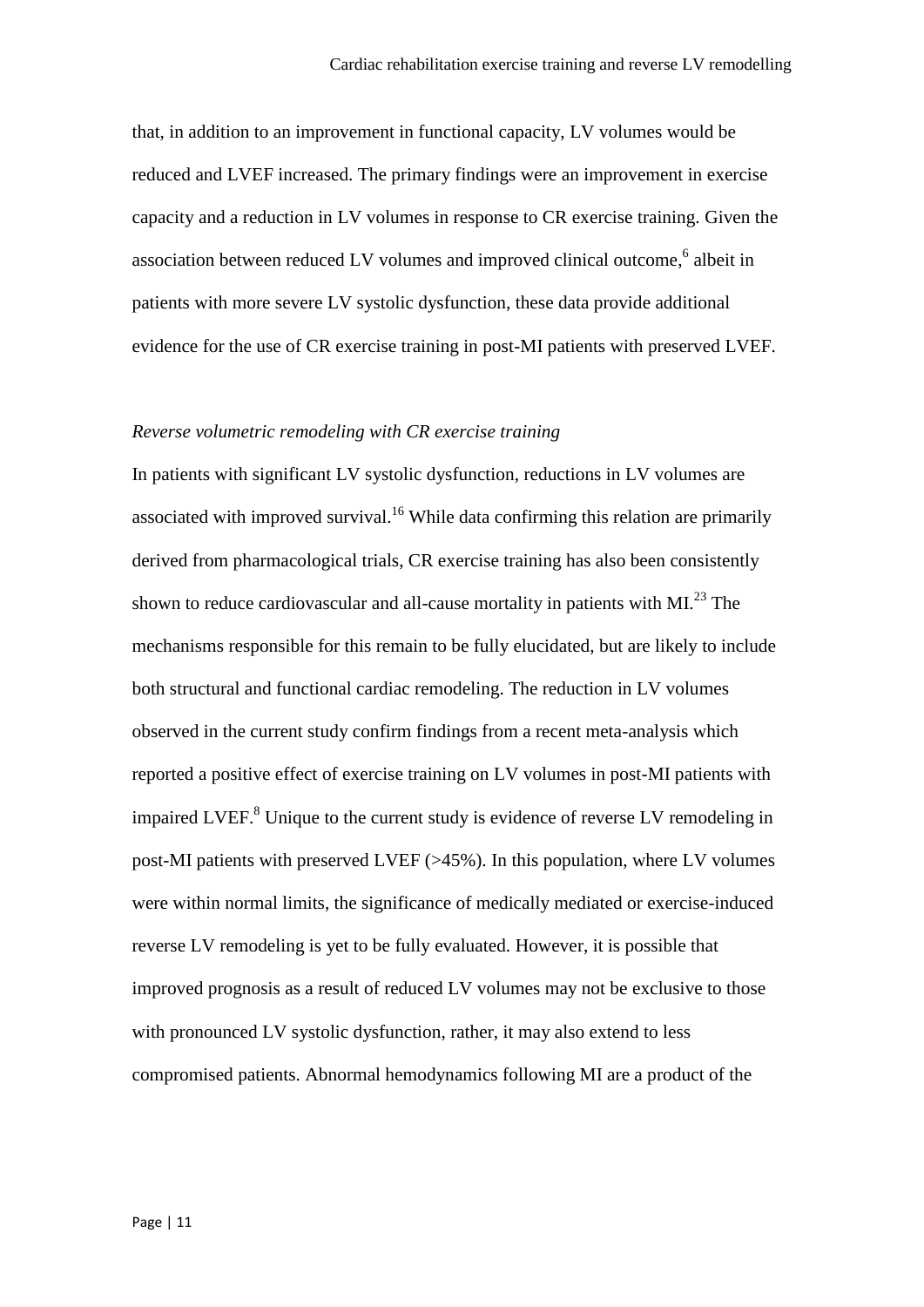that, in addition to an improvement in functional capacity, LV volumes would be reduced and LVEF increased. The primary findings were an improvement in exercise capacity and a reduction in LV volumes in response to CR exercise training. Given the association between reduced LV volumes and improved clinical outcome,[6] albeit in patients with more severe LV systolic dysfunction, these data provide additional evidence for the use of CR exercise training in post-MI patients with preserved LVEF.

*Reverse volumetric remodeling with CR exercise training*

In patients with significant LV systolic dysfunction, reductions in LV volumes are associated with improved survival.[16] While data confirming this relation are primarily derived from pharmacological trials, CR exercise training has also been consistently shown to reduce cardiovascular and all-cause mortality in patients with MI.[23] The mechanisms responsible for this remain to be fully elucidated, but are likely to include both structural and functional cardiac remodeling. The reduction in LV volumes observed in the current study confirm findings from a recent meta-analysis which reported a positive effect of exercise training on LV volumes in post-MI patients with impaired LVEF.[8] Unique to the current study is evidence of reverse LV remodeling in post-MI patients with preserved LVEF (>45%). In this population, where LV volumes were within normal limits, the significance of medically mediated or exercise-induced reverse LV remodeling is yet to be fully evaluated. However, it is possible that improved prognosis as a result of reduced LV volumes may not be exclusive to those with pronounced LV systolic dysfunction, rather, it may also extend to less compromised patients. Abnormal hemodynamics following MI are a product of the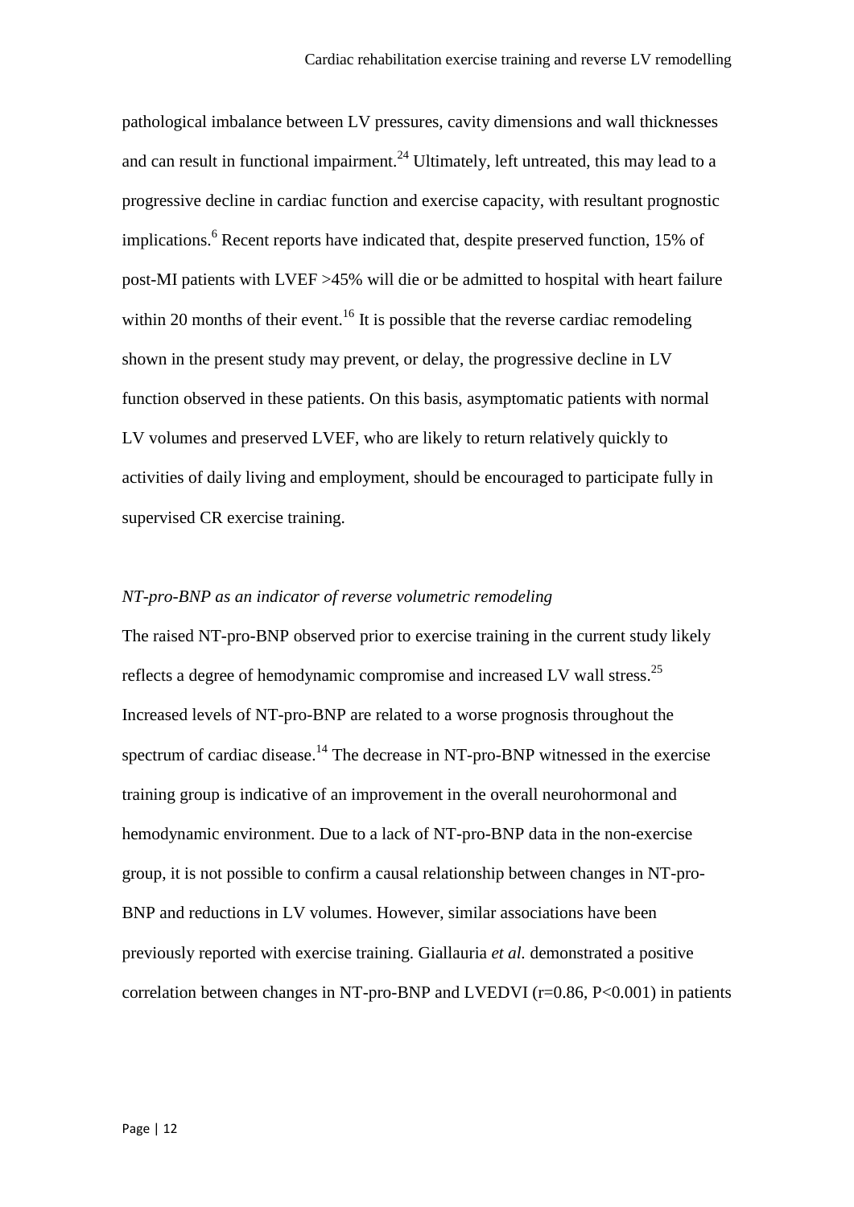pathological imbalance between LV pressures, cavity dimensions and wall thicknesses and can result in functional impairment.[24] Ultimately, left untreated, this may lead to a progressive decline in cardiac function and exercise capacity, with resultant prognostic implications.[6] Recent reports have indicated that, despite preserved function, 15% of post-MI patients with LVEF >45% will die or be admitted to hospital with heart failure within 20 months of their event.[16] It is possible that the reverse cardiac remodeling shown in the present study may prevent, or delay, the progressive decline in LV function observed in these patients. On this basis, asymptomatic patients with normal LV volumes and preserved LVEF, who are likely to return relatively quickly to activities of daily living and employment, should be encouraged to participate fully in supervised CR exercise training.

*NT-pro-BNP as an indicator of reverse volumetric remodeling*

The raised NT-pro-BNP observed prior to exercise training in the current study likely reflects a degree of hemodynamic compromise and increased LV wall stress.[25] Increased levels of NT-pro-BNP are related to a worse prognosis throughout the spectrum of cardiac disease.[14] The decrease in NT-pro-BNP witnessed in the exercise training group is indicative of an improvement in the overall neurohormonal and hemodynamic environment. Due to a lack of NT-pro-BNP data in the non-exercise group, it is not possible to confirm a causal relationship between changes in NT-pro-BNP and reductions in LV volumes. However, similar associations have been previously reported with exercise training. Giallauria *et al.* demonstrated a positive correlation between changes in NT-pro-BNP and LVEDVI ($r=0.86$, $P<0.001$) in patients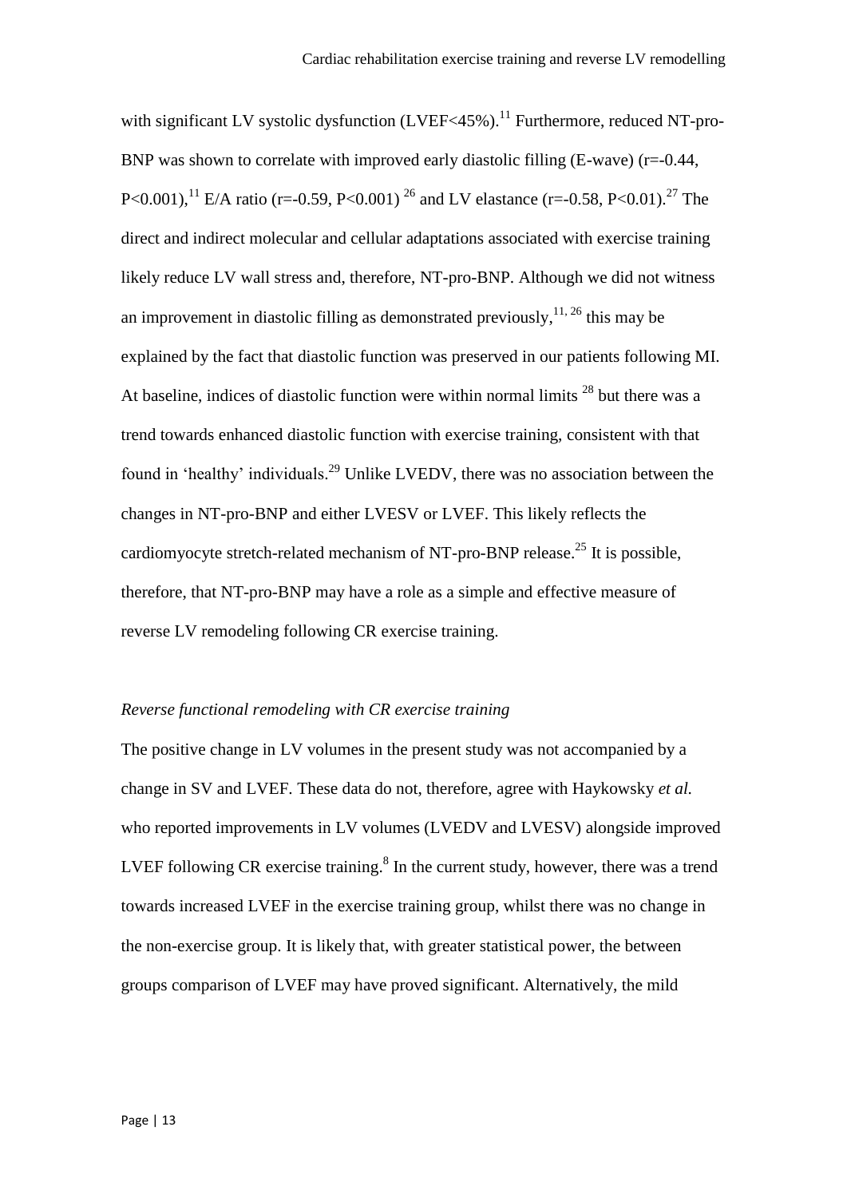with significant LV systolic dysfunction (LVEF<45%).[11] Furthermore, reduced NT-pro-BNP was shown to correlate with improved early diastolic filling (E-wave) ($r=-0.44$, $P<0.001$),[11] E/A ratio ($r=-0.59$, $P<0.001$) [26] and LV elastance ($r=-0.58$, $P<0.01$).[27] The direct and indirect molecular and cellular adaptations associated with exercise training likely reduce LV wall stress and, therefore, NT-pro-BNP. Although we did not witness an improvement in diastolic filling as demonstrated previously,[11, 26] this may be explained by the fact that diastolic function was preserved in our patients following MI. At baseline, indices of diastolic function were within normal limits [28] but there was a trend towards enhanced diastolic function with exercise training, consistent with that found in 'healthy' individuals.[29] Unlike LVEDV, there was no association between the changes in NT-pro-BNP and either LVESV or LVEF. This likely reflects the cardiomyocyte stretch-related mechanism of NT-pro-BNP release.[25] It is possible, therefore, that NT-pro-BNP may have a role as a simple and effective measure of reverse LV remodeling following CR exercise training.

*Reverse functional remodeling with CR exercise training*

The positive change in LV volumes in the present study was not accompanied by a change in SV and LVEF. These data do not, therefore, agree with Haykowsky *et al.* who reported improvements in LV volumes (LVEDV and LVESV) alongside improved LVEF following CR exercise training.[8] In the current study, however, there was a trend towards increased LVEF in the exercise training group, whilst there was no change in the non-exercise group. It is likely that, with greater statistical power, the between groups comparison of LVEF may have proved significant. Alternatively, the mild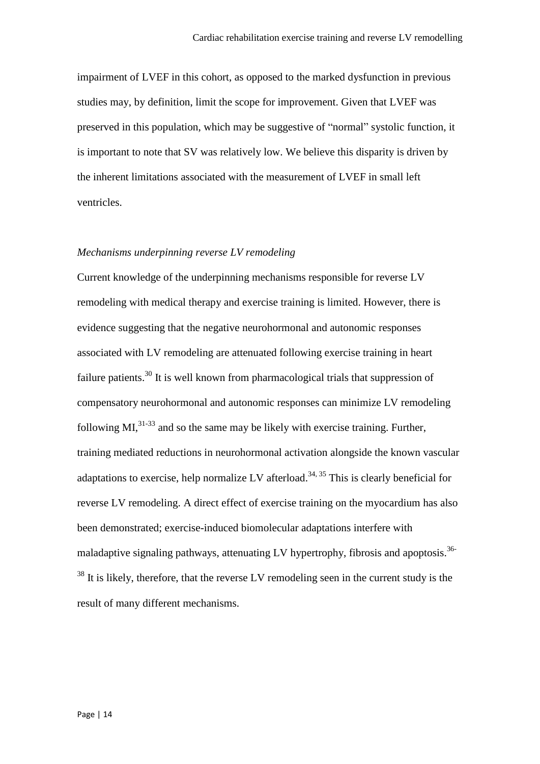impairment of LVEF in this cohort, as opposed to the marked dysfunction in previous studies may, by definition, limit the scope for improvement. Given that LVEF was preserved in this population, which may be suggestive of "normal" systolic function, it is important to note that SV was relatively low. We believe this disparity is driven by the inherent limitations associated with the measurement of LVEF in small left ventricles.

*Mechanisms underpinning reverse LV remodeling*

Current knowledge of the underpinning mechanisms responsible for reverse LV remodeling with medical therapy and exercise training is limited. However, there is evidence suggesting that the negative neurohormonal and autonomic responses associated with LV remodeling are attenuated following exercise training in heart failure patients.[30] It is well known from pharmacological trials that suppression of compensatory neurohormonal and autonomic responses can minimize LV remodeling following MI,[31-33] and so the same may be likely with exercise training. Further, training mediated reductions in neurohormonal activation alongside the known vascular adaptations to exercise, help normalize LV afterload.[34, 35] This is clearly beneficial for reverse LV remodeling. A direct effect of exercise training on the myocardium has also been demonstrated; exercise-induced biomolecular adaptations interfere with maladaptive signaling pathways, attenuating LV hypertrophy, fibrosis and apoptosis.[36-38] It is likely, therefore, that the reverse LV remodeling seen in the current study is the result of many different mechanisms.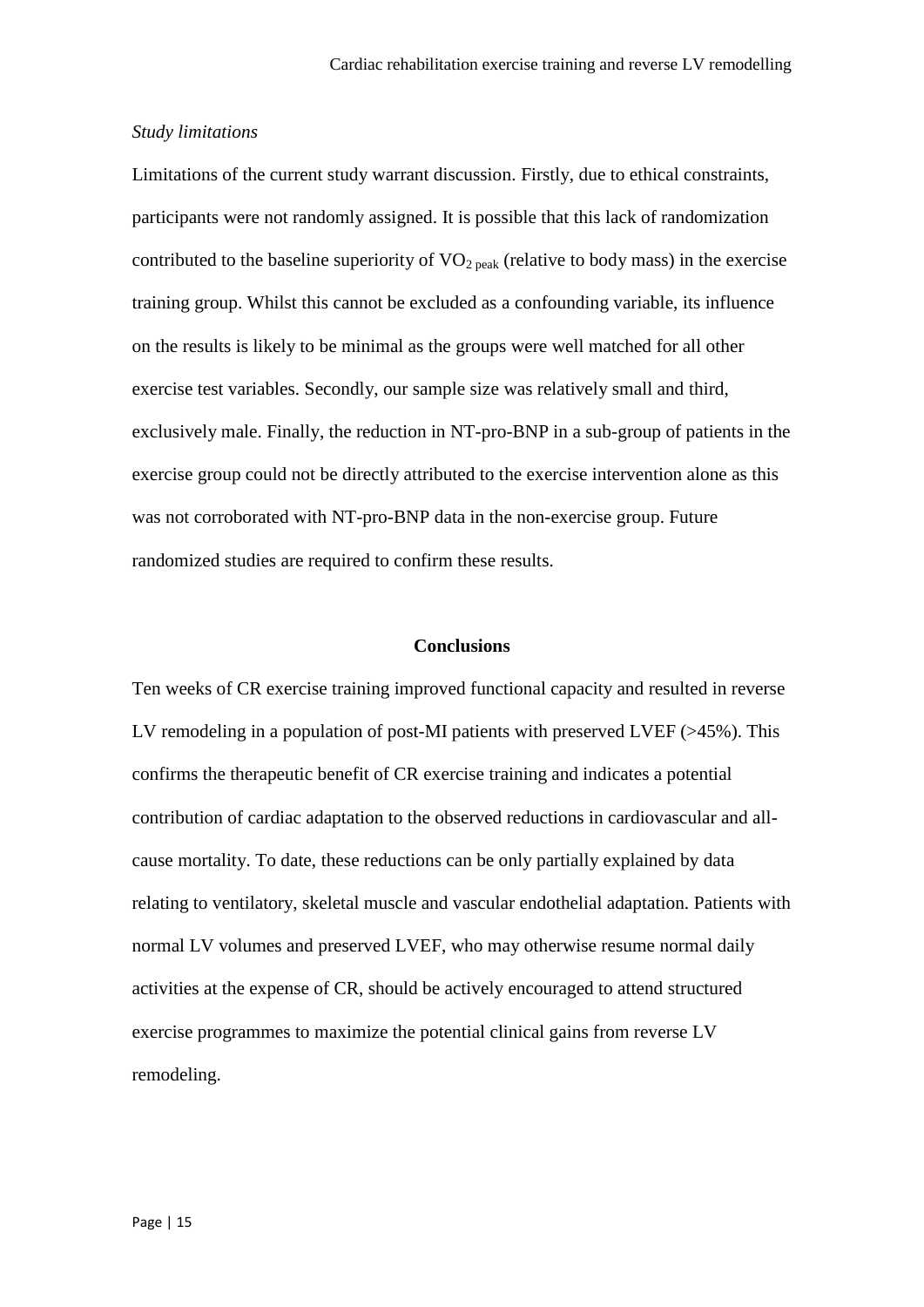*Study limitations*

Limitations of the current study warrant discussion. Firstly, due to ethical constraints, participants were not randomly assigned. It is possible that this lack of randomization contributed to the baseline superiority of $VO_{2\ peak}$ (relative to body mass) in the exercise training group. Whilst this cannot be excluded as a confounding variable, its influence on the results is likely to be minimal as the groups were well matched for all other exercise test variables. Secondly, our sample size was relatively small and third, exclusively male. Finally, the reduction in NT-pro-BNP in a sub-group of patients in the exercise group could not be directly attributed to the exercise intervention alone as this was not corroborated with NT-pro-BNP data in the non-exercise group. Future randomized studies are required to confirm these results.

## Conclusions

Ten weeks of CR exercise training improved functional capacity and resulted in reverse LV remodeling in a population of post-MI patients with preserved LVEF (>45%). This confirms the therapeutic benefit of CR exercise training and indicates a potential contribution of cardiac adaptation to the observed reductions in cardiovascular and all-cause mortality. To date, these reductions can be only partially explained by data relating to ventilatory, skeletal muscle and vascular endothelial adaptation. Patients with normal LV volumes and preserved LVEF, who may otherwise resume normal daily activities at the expense of CR, should be actively encouraged to attend structured exercise programmes to maximize the potential clinical gains from reverse LV remodeling.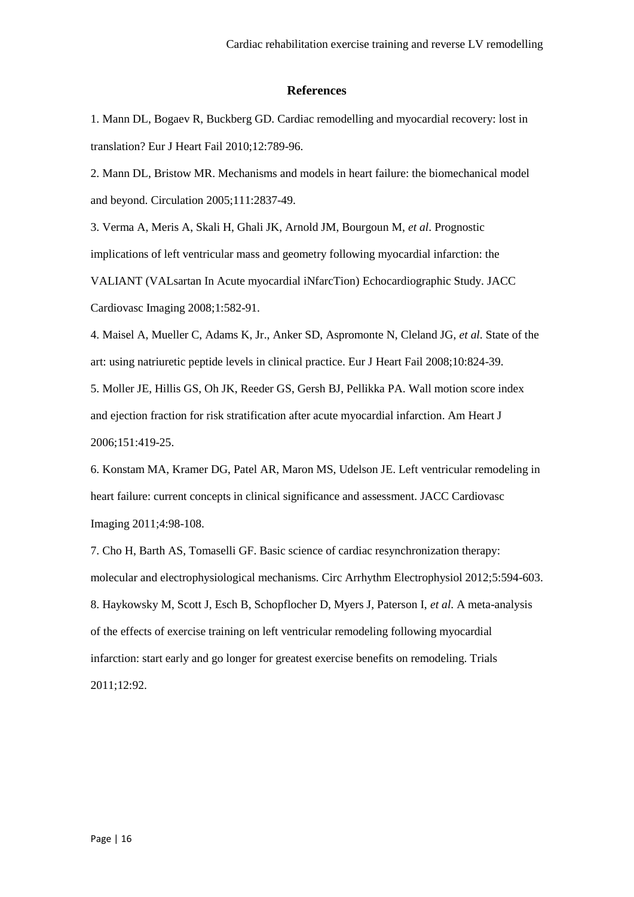## References

1. Mann DL, Bogaev R, Buckberg GD. Cardiac remodelling and myocardial recovery: lost in translation? Eur J Heart Fail 2010;12:789-96.

2. Mann DL, Bristow MR. Mechanisms and models in heart failure: the biomechanical model and beyond. Circulation 2005;111:2837-49.

3. Verma A, Meris A, Skali H, Ghali JK, Arnold JM, Bourgoun M, *et al*. Prognostic implications of left ventricular mass and geometry following myocardial infarction: the VALIANT (VALsartan In Acute myocardial iNfarcTion) Echocardiographic Study. JACC Cardiovasc Imaging 2008;1:582-91.

4. Maisel A, Mueller C, Adams K, Jr., Anker SD, Aspromonte N, Cleland JG, *et al*. State of the art: using natriuretic peptide levels in clinical practice. Eur J Heart Fail 2008;10:824-39.

5. Moller JE, Hillis GS, Oh JK, Reeder GS, Gersh BJ, Pellikka PA. Wall motion score index and ejection fraction for risk stratification after acute myocardial infarction. Am Heart J 2006;151:419-25.

6. Konstam MA, Kramer DG, Patel AR, Maron MS, Udelson JE. Left ventricular remodeling in heart failure: current concepts in clinical significance and assessment. JACC Cardiovasc Imaging 2011;4:98-108.

7. Cho H, Barth AS, Tomaselli GF. Basic science of cardiac resynchronization therapy: molecular and electrophysiological mechanisms. Circ Arrhythm Electrophysiol 2012;5:594-603.

8. Haykowsky M, Scott J, Esch B, Schopflocher D, Myers J, Paterson I, *et al*. A meta-analysis of the effects of exercise training on left ventricular remodeling following myocardial infarction: start early and go longer for greatest exercise benefits on remodeling. Trials 2011;12:92.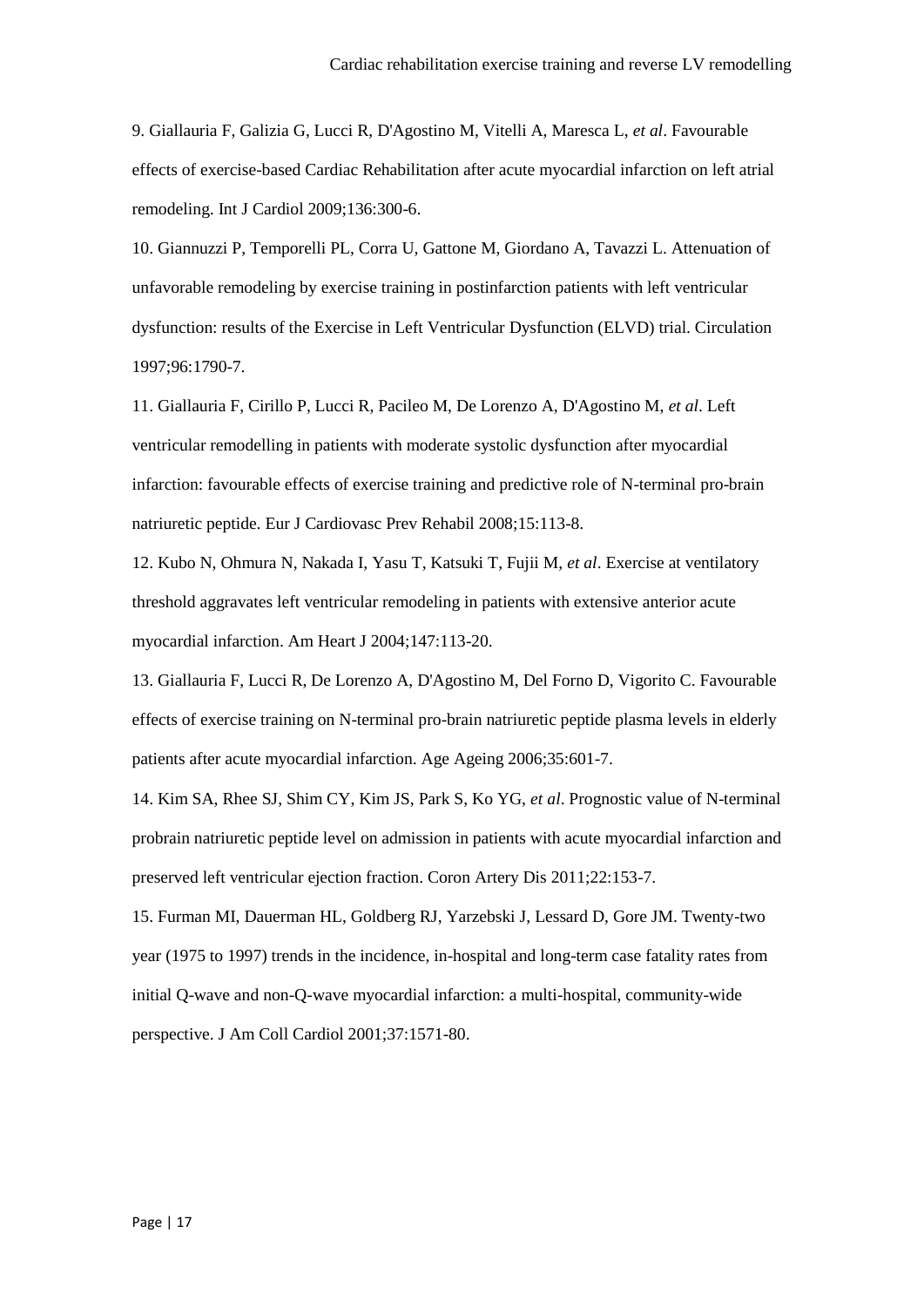9. Giallauria F, Galizia G, Lucci R, D'Agostino M, Vitelli A, Maresca L, *et al*. Favourable effects of exercise-based Cardiac Rehabilitation after acute myocardial infarction on left atrial remodeling. Int J Cardiol 2009;136:300-6.

10. Giannuzzi P, Temporelli PL, Corra U, Gattone M, Giordano A, Tavazzi L. Attenuation of unfavorable remodeling by exercise training in postinfarction patients with left ventricular dysfunction: results of the Exercise in Left Ventricular Dysfunction (ELVD) trial. Circulation 1997;96:1790-7.

11. Giallauria F, Cirillo P, Lucci R, Pacileo M, De Lorenzo A, D'Agostino M, *et al*. Left ventricular remodelling in patients with moderate systolic dysfunction after myocardial infarction: favourable effects of exercise training and predictive role of N-terminal pro-brain natriuretic peptide. Eur J Cardiovasc Prev Rehabil 2008;15:113-8.

12. Kubo N, Ohmura N, Nakada I, Yasu T, Katsuki T, Fujii M, *et al*. Exercise at ventilatory threshold aggravates left ventricular remodeling in patients with extensive anterior acute myocardial infarction. Am Heart J 2004;147:113-20.

13. Giallauria F, Lucci R, De Lorenzo A, D'Agostino M, Del Forno D, Vigorito C. Favourable effects of exercise training on N-terminal pro-brain natriuretic peptide plasma levels in elderly patients after acute myocardial infarction. Age Ageing 2006;35:601-7.

14. Kim SA, Rhee SJ, Shim CY, Kim JS, Park S, Ko YG, *et al*. Prognostic value of N-terminal probrain natriuretic peptide level on admission in patients with acute myocardial infarction and preserved left ventricular ejection fraction. Coron Artery Dis 2011;22:153-7.

15. Furman MI, Dauerman HL, Goldberg RJ, Yarzebski J, Lessard D, Gore JM. Twenty-two year (1975 to 1997) trends in the incidence, in-hospital and long-term case fatality rates from initial Q-wave and non-Q-wave myocardial infarction: a multi-hospital, community-wide perspective. J Am Coll Cardiol 2001;37:1571-80.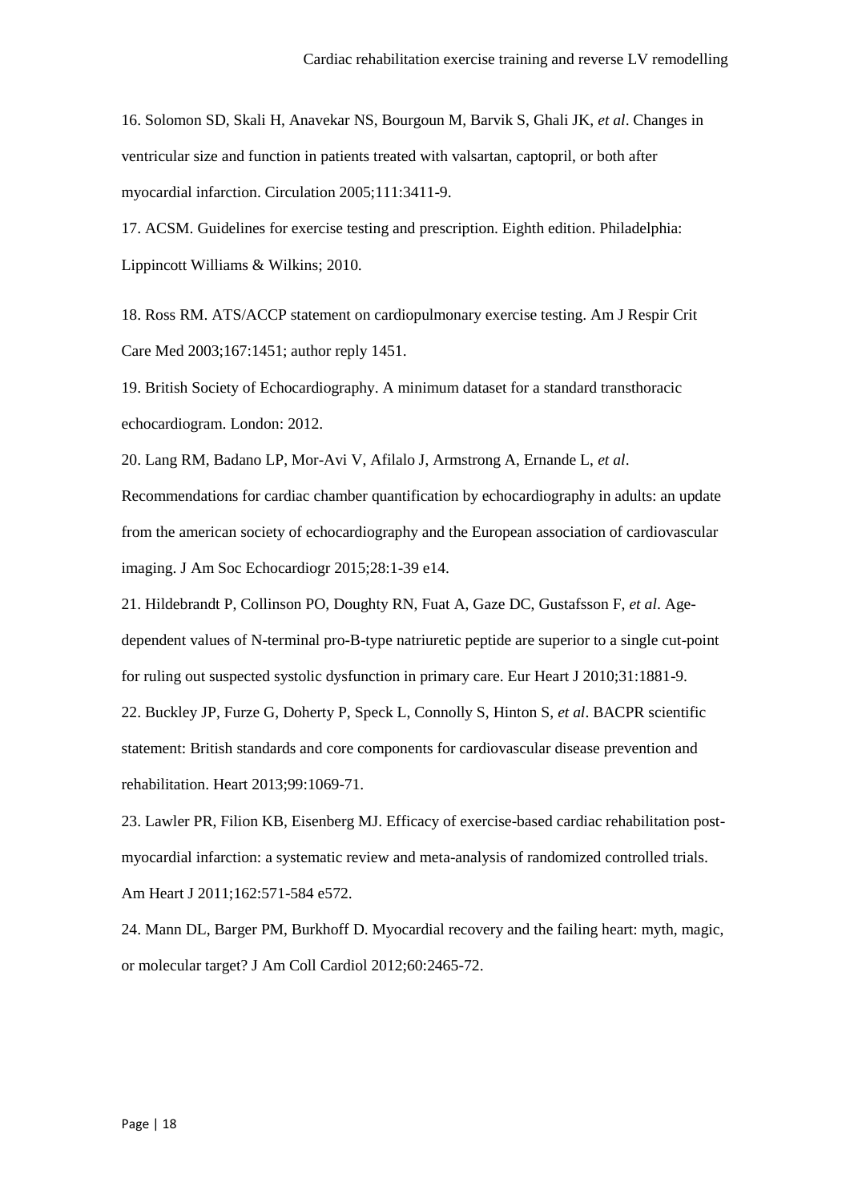16. Solomon SD, Skali H, Anavekar NS, Bourgoun M, Barvik S, Ghali JK, *et al*. Changes in ventricular size and function in patients treated with valsartan, captopril, or both after myocardial infarction. Circulation 2005;111:3411-9.

17. ACSM. Guidelines for exercise testing and prescription. Eighth edition. Philadelphia: Lippincott Williams & Wilkins; 2010.

18. Ross RM. ATS/ACCP statement on cardiopulmonary exercise testing. Am J Respir Crit Care Med 2003;167:1451; author reply 1451.

19. British Society of Echocardiography. A minimum dataset for a standard transthoracic echocardiogram. London: 2012.

20. Lang RM, Badano LP, Mor-Avi V, Afilalo J, Armstrong A, Ernande L, *et al*. Recommendations for cardiac chamber quantification by echocardiography in adults: an update from the american society of echocardiography and the European association of cardiovascular imaging. J Am Soc Echocardiogr 2015;28:1-39 e14.

21. Hildebrandt P, Collinson PO, Doughty RN, Fuat A, Gaze DC, Gustafsson F, *et al*. Age-dependent values of N-terminal pro-B-type natriuretic peptide are superior to a single cut-point for ruling out suspected systolic dysfunction in primary care. Eur Heart J 2010;31:1881-9.

22. Buckley JP, Furze G, Doherty P, Speck L, Connolly S, Hinton S, *et al*. BACPR scientific statement: British standards and core components for cardiovascular disease prevention and rehabilitation. Heart 2013;99:1069-71.

23. Lawler PR, Filion KB, Eisenberg MJ. Efficacy of exercise-based cardiac rehabilitation post-myocardial infarction: a systematic review and meta-analysis of randomized controlled trials. Am Heart J 2011;162:571-584 e572.

24. Mann DL, Barger PM, Burkhoff D. Myocardial recovery and the failing heart: myth, magic, or molecular target? J Am Coll Cardiol 2012;60:2465-72.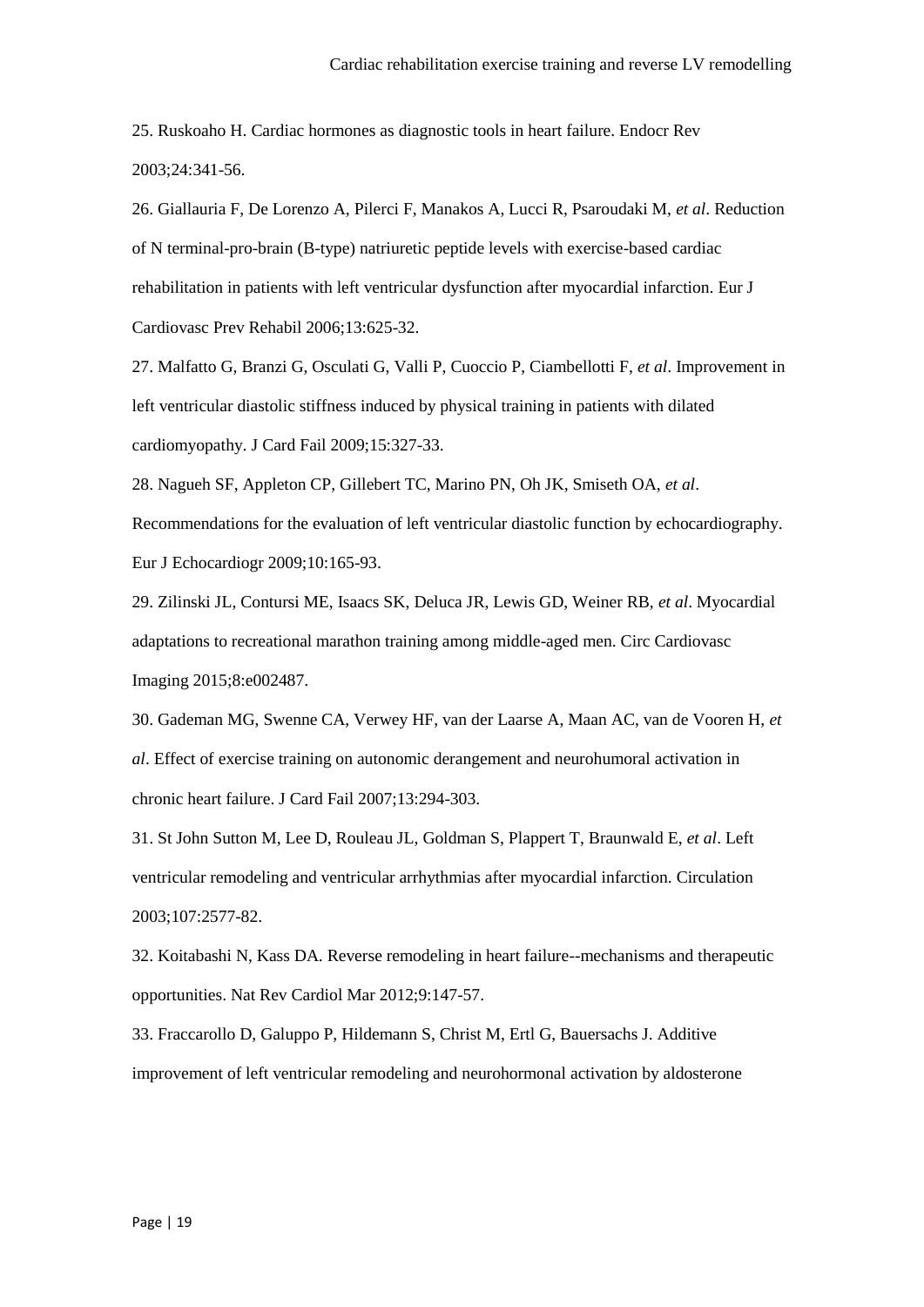25. Ruskoaho H. Cardiac hormones as diagnostic tools in heart failure. Endocr Rev 2003;24:341-56.

26. Giallauria F, De Lorenzo A, Pilerci F, Manakos A, Lucci R, Psaroudaki M, *et al*. Reduction of N terminal-pro-brain (B-type) natriuretic peptide levels with exercise-based cardiac rehabilitation in patients with left ventricular dysfunction after myocardial infarction. Eur J Cardiovasc Prev Rehabil 2006;13:625-32.

27. Malfatto G, Branzi G, Osculati G, Valli P, Cuoccio P, Ciambellotti F, *et al*. Improvement in left ventricular diastolic stiffness induced by physical training in patients with dilated cardiomyopathy. J Card Fail 2009;15:327-33.

28. Nagueh SF, Appleton CP, Gillebert TC, Marino PN, Oh JK, Smiseth OA, *et al*. Recommendations for the evaluation of left ventricular diastolic function by echocardiography. Eur J Echocardiogr 2009;10:165-93.

29. Zilinski JL, Contursi ME, Isaacs SK, Deluca JR, Lewis GD, Weiner RB, *et al*. Myocardial adaptations to recreational marathon training among middle-aged men. Circ Cardiovasc Imaging 2015;8:e002487.

30. Gademan MG, Swenne CA, Verwey HF, van der Laarse A, Maan AC, van de Vooren H, *et al*. Effect of exercise training on autonomic derangement and neurohumoral activation in chronic heart failure. J Card Fail 2007;13:294-303.

31. St John Sutton M, Lee D, Rouleau JL, Goldman S, Plappert T, Braunwald E, *et al*. Left ventricular remodeling and ventricular arrhythmias after myocardial infarction. Circulation 2003;107:2577-82.

32. Koitabashi N, Kass DA. Reverse remodeling in heart failure--mechanisms and therapeutic opportunities. Nat Rev Cardiol Mar 2012;9:147-57.

33. Fraccarollo D, Galuppo P, Hildemann S, Christ M, Ertl G, Bauersachs J. Additive improvement of left ventricular remodeling and neurohormonal activation by aldosterone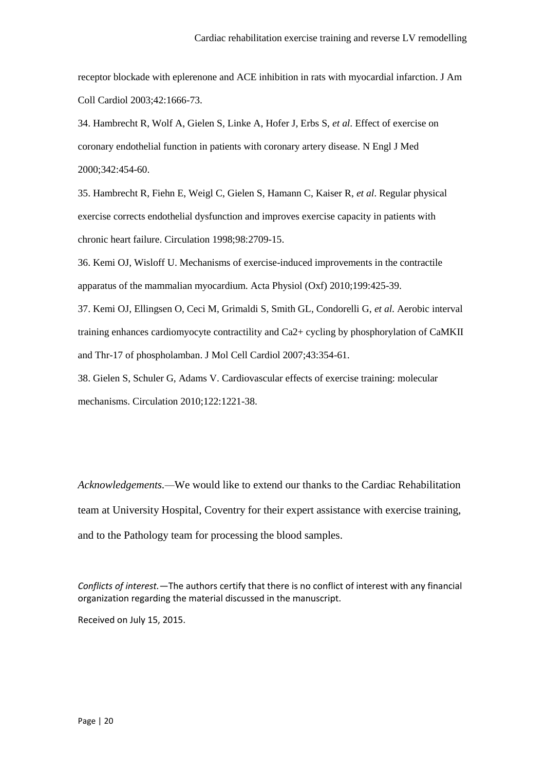receptor blockade with eplerenone and ACE inhibition in rats with myocardial infarction. J Am Coll Cardiol 2003;42:1666-73.

34. Hambrecht R, Wolf A, Gielen S, Linke A, Hofer J, Erbs S, *et al*. Effect of exercise on coronary endothelial function in patients with coronary artery disease. N Engl J Med 2000;342:454-60.

35. Hambrecht R, Fiehn E, Weigl C, Gielen S, Hamann C, Kaiser R, *et al*. Regular physical exercise corrects endothelial dysfunction and improves exercise capacity in patients with chronic heart failure. Circulation 1998;98:2709-15.

36. Kemi OJ, Wisloff U. Mechanisms of exercise-induced improvements in the contractile apparatus of the mammalian myocardium. Acta Physiol (Oxf) 2010;199:425-39.

37. Kemi OJ, Ellingsen O, Ceci M, Grimaldi S, Smith GL, Condorelli G, *et al*. Aerobic interval training enhances cardiomyocyte contractility and Ca2+ cycling by phosphorylation of CaMKII and Thr-17 of phospholamban. J Mol Cell Cardiol 2007;43:354-61.

38. Gielen S, Schuler G, Adams V. Cardiovascular effects of exercise training: molecular mechanisms. Circulation 2010;122:1221-38.

*Acknowledgements.*—We would like to extend our thanks to the Cardiac Rehabilitation team at University Hospital, Coventry for their expert assistance with exercise training, and to the Pathology team for processing the blood samples.

*Conflicts of interest.*—The authors certify that there is no conflict of interest with any financial organization regarding the material discussed in the manuscript.

Received on July 15, 2015.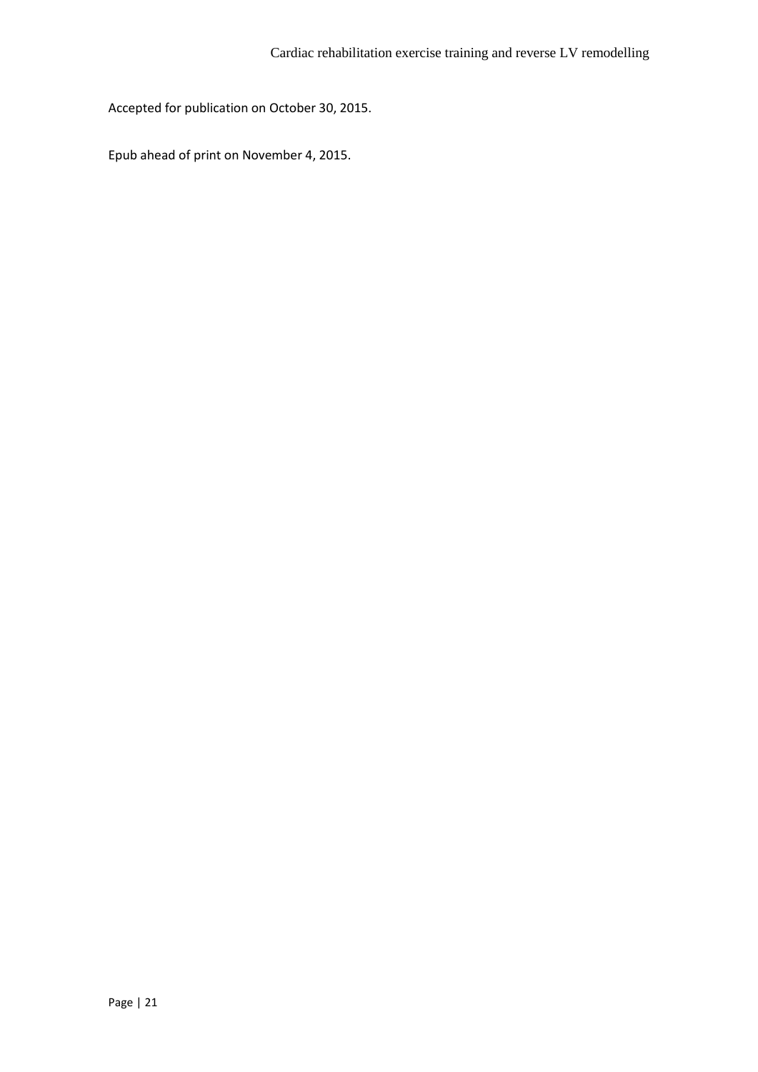Accepted for publication on October 30, 2015.

Epub ahead of print on November 4, 2015.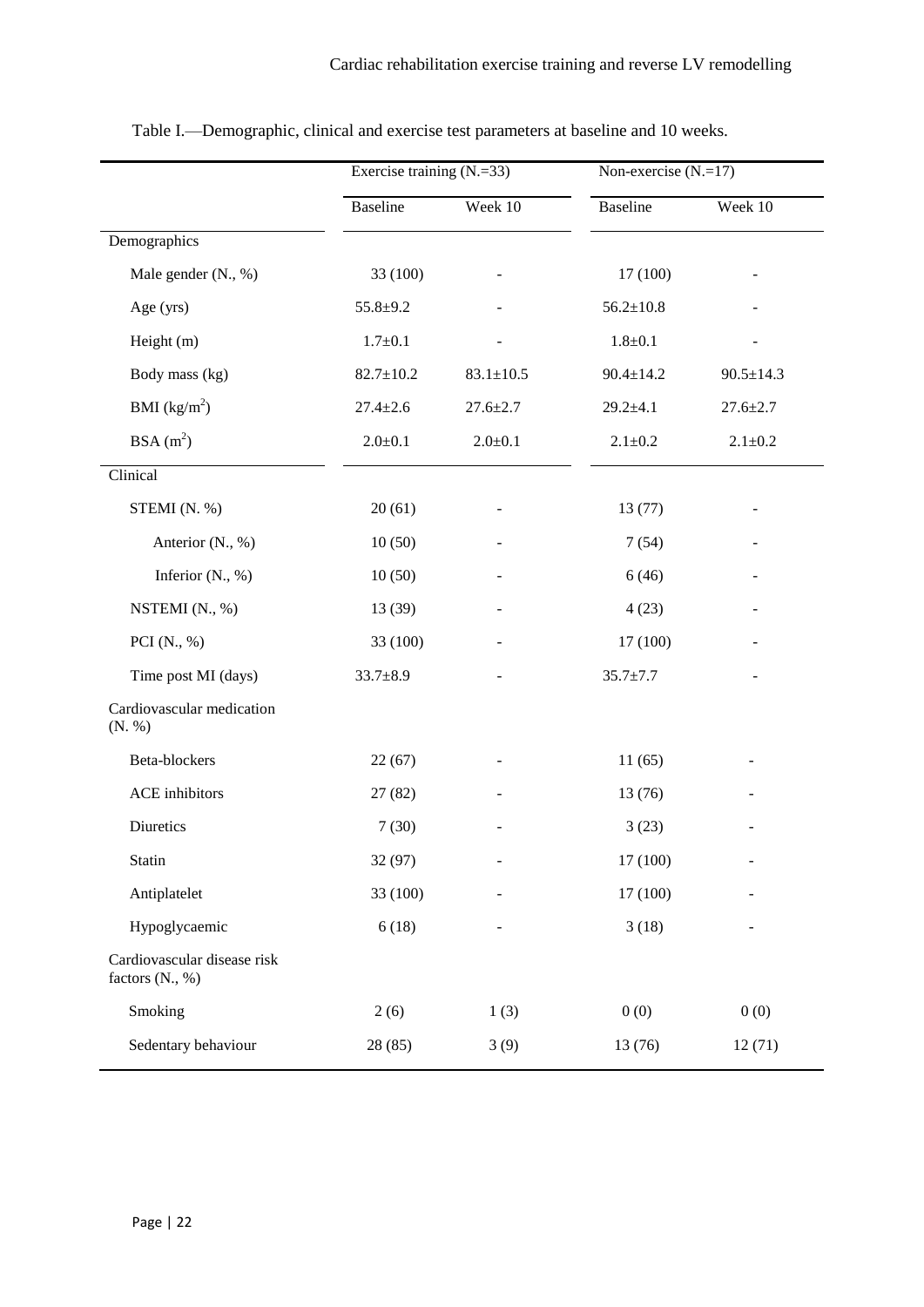Table I.—Demographic, clinical and exercise test parameters at baseline and 10 weeks.

| | Exercise training (N.=33) | | Non-exercise (N.=17) | |
|---|---|---|---|---|
| | Baseline | Week 10 | Baseline | Week 10 |
| Demographics | | | | |
| Male gender (N., %) | 33 (100) | - | 17 (100) | - |
| Age (yrs) | 55.8±9.2 | - | 56.2±10.8 | - |
| Height (m) | 1.7±0.1 | - | 1.8±0.1 | - |
| Body mass (kg) | 82.7±10.2 | 83.1±10.5 | 90.4±14.2 | 90.5±14.3 |
| BMI (kg/m$^2$) | 27.4±2.6 | 27.6±2.7 | 29.2±4.1 | 27.6±2.7 |
| BSA (m$^2$) | 2.0±0.1 | 2.0±0.1 | 2.1±0.2 | 2.1±0.2 |
| Clinical | | | | |
| STEMI (N. %) | 20 (61) | - | 13 (77) | - |
| Anterior (N., %) | 10 (50) | - | 7 (54) | - |
| Inferior (N., %) | 10 (50) | - | 6 (46) | - |
| NSTEMI (N., %) | 13 (39) | - | 4 (23) | - |
| PCI (N., %) | 33 (100) | - | 17 (100) | - |
| Time post MI (days) | 33.7±8.9 | - | 35.7±7.7 | - |
| Cardiovascular medication (N. %) | | | | |
| Beta-blockers | 22 (67) | - | 11 (65) | - |
| ACE inhibitors | 27 (82) | - | 13 (76) | - |
| Diuretics | 7 (30) | - | 3 (23) | - |
| Statin | 32 (97) | - | 17 (100) | - |
| Antiplatelet | 33 (100) | - | 17 (100) | - |
| Hypoglycaemic | 6 (18) | - | 3 (18) | - |
| Cardiovascular disease risk factors (N., %) | | | | |
| Smoking | 2 (6) | 1 (3) | 0 (0) | 0 (0) |
| Sedentary behaviour | 28 (85) | 3 (9) | 13 (76) | 12 (71) |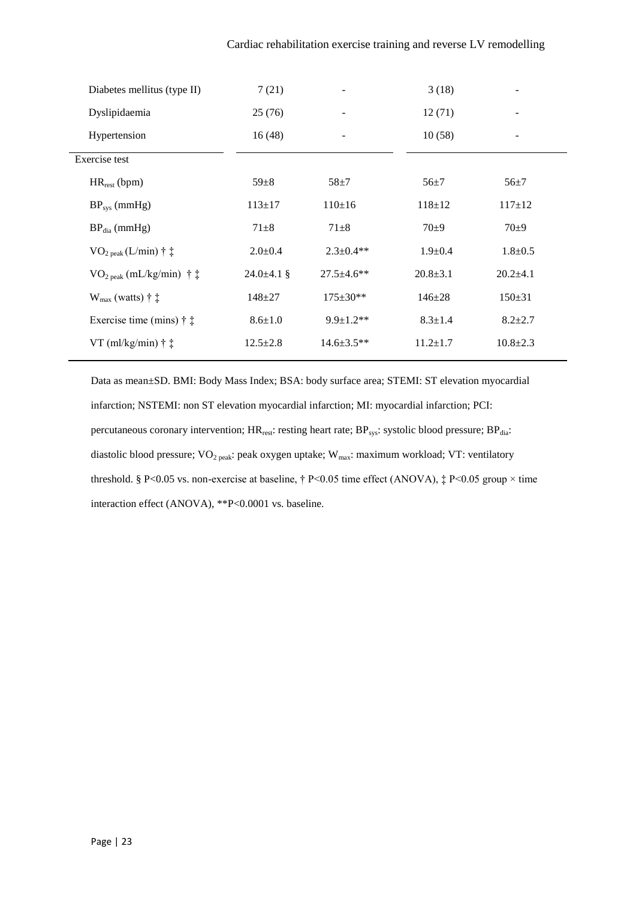| | | | | |
|---|---|---|---|---|
| Diabetes mellitus (type II) | 7 (21) | - | 3 (18) | - |
| Dyslipidaemia | 25 (76) | - | 12 (71) | - |
| Hypertension | 16 (48) | - | 10 (58) | - |
| Exercise test | | | | |
| $HR_{rest}$ (bpm) | 59±8 | 58±7 | 56±7 | 56±7 |
| $BP_{sys}$ (mmHg) | 113±17 | 110±16 | 118±12 | 117±12 |
| $BP_{dia}$ (mmHg) | 71±8 | 71±8 | 70±9 | 70±9 |
| $VO_{2\ peak}$ (L/min) † ‡ | 2.0±0.4 | 2.3±0.4** | 1.9±0.4 | 1.8±0.5 |
| $VO_{2\ peak}$ (mL/kg/min) † ‡ | 24.0±4.1 § | 27.5±4.6** | 20.8±3.1 | 20.2±4.1 |
| $W_{max}$ (watts) † ‡ | 148±27 | 175±30** | 146±28 | 150±31 |
| Exercise time (mins) † ‡ | 8.6±1.0 | 9.9±1.2** | 8.3±1.4 | 8.2±2.7 |
| VT (ml/kg/min) † ‡ | 12.5±2.8 | 14.6±3.5** | 11.2±1.7 | 10.8±2.3 |

Data as mean±SD. BMI: Body Mass Index; BSA: body surface area; STEMI: ST elevation myocardial infarction; NSTEMI: non ST elevation myocardial infarction; MI: myocardial infarction; PCI: percutaneous coronary intervention; $HR_{rest}$: resting heart rate; $BP_{sys}$: systolic blood pressure; $BP_{dia}$: diastolic blood pressure; $VO_{2\ peak}$: peak oxygen uptake; $W_{max}$: maximum workload; VT: ventilatory threshold. § P<0.05 vs. non-exercise at baseline, † P<0.05 time effect (ANOVA), ‡ P<0.05 group × time interaction effect (ANOVA), **P<0.0001 vs. baseline.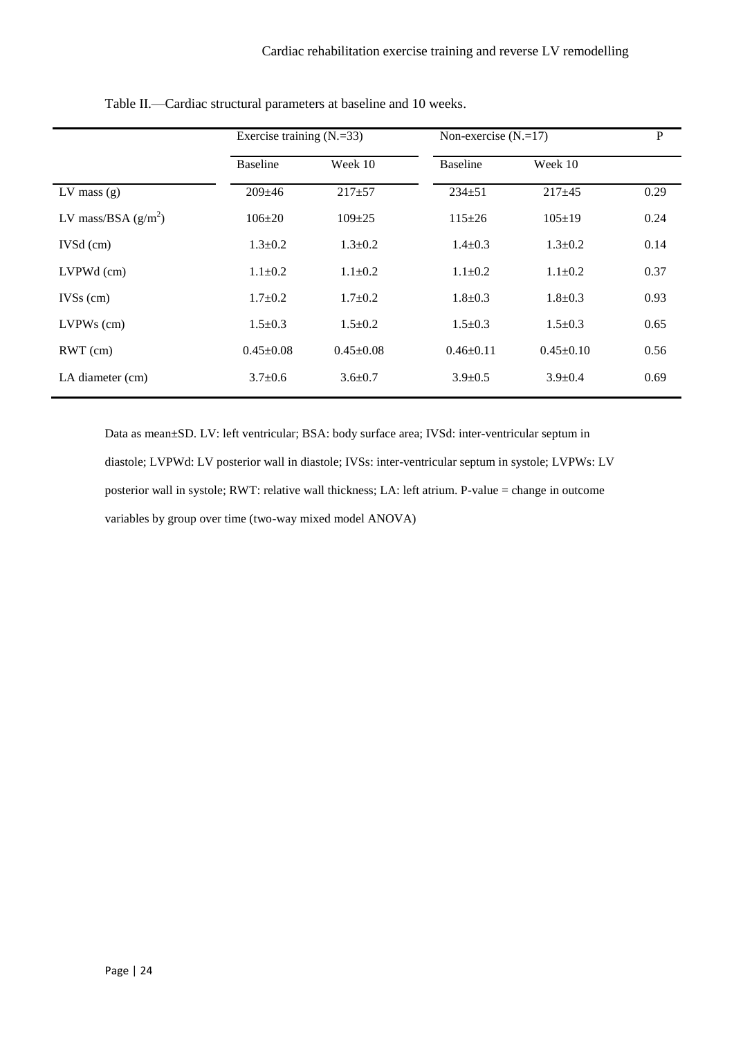Table II.—Cardiac structural parameters at baseline and 10 weeks.

| | Exercise training (N.=33) | | Non-exercise (N.=17) | | P |
|---|---|---|---|---|---|
| | Baseline | Week 10 | Baseline | Week 10 | |
| LV mass (g) | 209±46 | 217±57 | 234±51 | 217±45 | 0.29 |
| LV mass/BSA ($g/m^2$) | 106±20 | 109±25 | 115±26 | 105±19 | 0.24 |
| IVSd (cm) | 1.3±0.2 | 1.3±0.2 | 1.4±0.3 | 1.3±0.2 | 0.14 |
| LVPWd (cm) | 1.1±0.2 | 1.1±0.2 | 1.1±0.2 | 1.1±0.2 | 0.37 |
| IVSs (cm) | 1.7±0.2 | 1.7±0.2 | 1.8±0.3 | 1.8±0.3 | 0.93 |
| LVPWs (cm) | 1.5±0.3 | 1.5±0.2 | 1.5±0.3 | 1.5±0.3 | 0.65 |
| RWT (cm) | 0.45±0.08 | 0.45±0.08 | 0.46±0.11 | 0.45±0.10 | 0.56 |
| LA diameter (cm) | 3.7±0.6 | 3.6±0.7 | 3.9±0.5 | 3.9±0.4 | 0.69 |

Data as mean±SD. LV: left ventricular; BSA: body surface area; IVSd: inter-ventricular septum in diastole; LVPWd: LV posterior wall in diastole; IVSs: inter-ventricular septum in systole; LVPWs: LV posterior wall in systole; RWT: relative wall thickness; LA: left atrium. P-value = change in outcome variables by group over time (two-way mixed model ANOVA)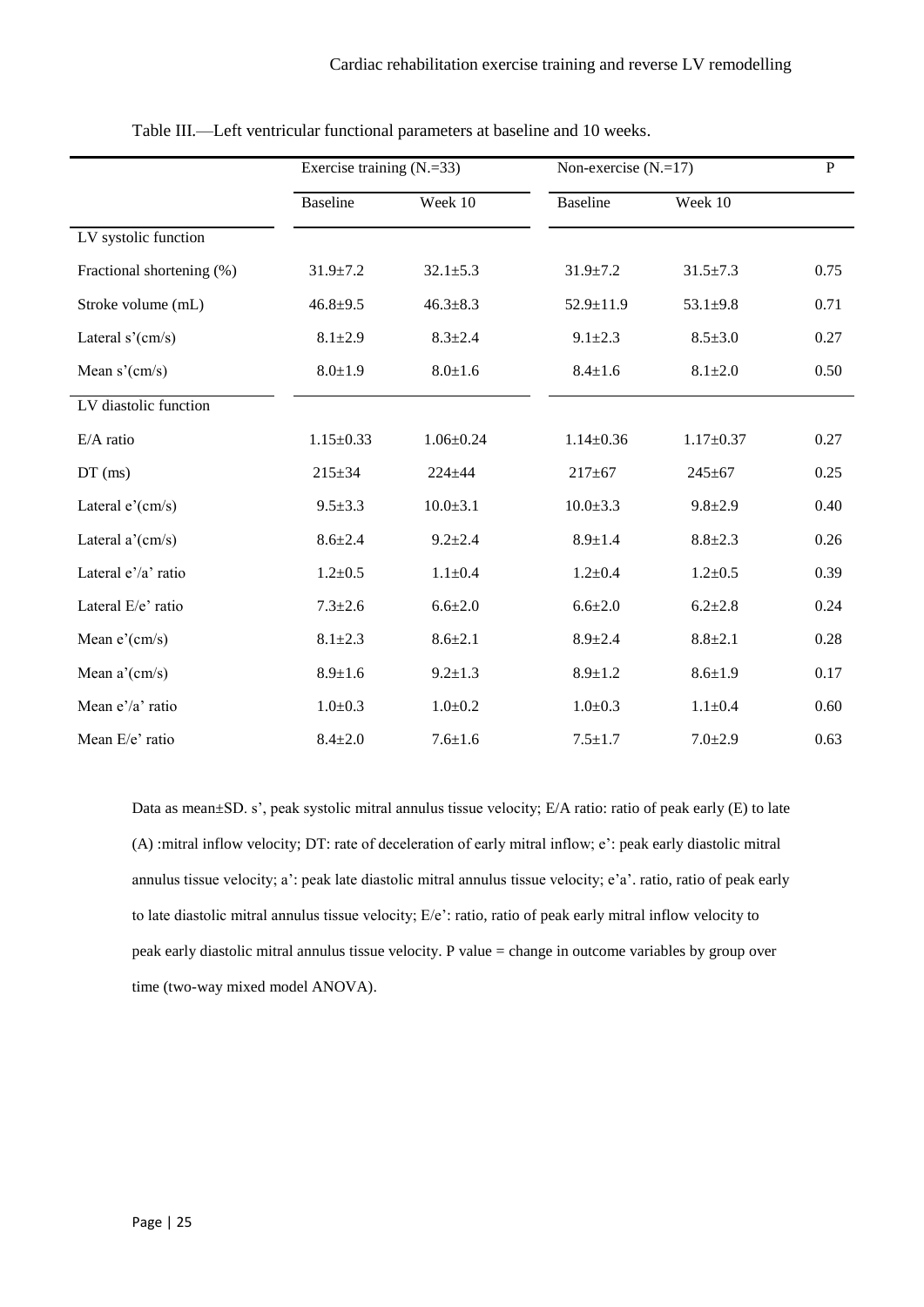Table III.—Left ventricular functional parameters at baseline and 10 weeks.

| | Exercise training (N.=33) | | Non-exercise (N.=17) | | P |
|---|---|---|---|---|---|
| | Baseline | Week 10 | Baseline | Week 10 | |
| LV systolic function | | | | | |
| Fractional shortening (%) | 31.9±7.2 | 32.1±5.3 | 31.9±7.2 | 31.5±7.3 | 0.75 |
| Stroke volume (mL) | 46.8±9.5 | 46.3±8.3 | 52.9±11.9 | 53.1±9.8 | 0.71 |
| Lateral s'(cm/s) | 8.1±2.9 | 8.3±2.4 | 9.1±2.3 | 8.5±3.0 | 0.27 |
| Mean s'(cm/s) | 8.0±1.9 | 8.0±1.6 | 8.4±1.6 | 8.1±2.0 | 0.50 |
| LV diastolic function | | | | | |
| E/A ratio | 1.15±0.33 | 1.06±0.24 | 1.14±0.36 | 1.17±0.37 | 0.27 |
| DT (ms) | 215±34 | 224±44 | 217±67 | 245±67 | 0.25 |
| Lateral e'(cm/s) | 9.5±3.3 | 10.0±3.1 | 10.0±3.3 | 9.8±2.9 | 0.40 |
| Lateral a'(cm/s) | 8.6±2.4 | 9.2±2.4 | 8.9±1.4 | 8.8±2.3 | 0.26 |
| Lateral e'/a' ratio | 1.2±0.5 | 1.1±0.4 | 1.2±0.4 | 1.2±0.5 | 0.39 |
| Lateral E/e' ratio | 7.3±2.6 | 6.6±2.0 | 6.6±2.0 | 6.2±2.8 | 0.24 |
| Mean e'(cm/s) | 8.1±2.3 | 8.6±2.1 | 8.9±2.4 | 8.8±2.1 | 0.28 |
| Mean a'(cm/s) | 8.9±1.6 | 9.2±1.3 | 8.9±1.2 | 8.6±1.9 | 0.17 |
| Mean e'/a' ratio | 1.0±0.3 | 1.0±0.2 | 1.0±0.3 | 1.1±0.4 | 0.60 |
| Mean E/e' ratio | 8.4±2.0 | 7.6±1.6 | 7.5±1.7 | 7.0±2.9 | 0.63 |

Data as mean±SD. s', peak systolic mitral annulus tissue velocity; E/A ratio: ratio of peak early (E) to late (A) :mitral inflow velocity; DT: rate of deceleration of early mitral inflow; e': peak early diastolic mitral annulus tissue velocity; a': peak late diastolic mitral annulus tissue velocity; e'a'. ratio, ratio of peak early to late diastolic mitral annulus tissue velocity; E/e': ratio, ratio of peak early mitral inflow velocity to peak early diastolic mitral annulus tissue velocity. P value = change in outcome variables by group over time (two-way mixed model ANOVA).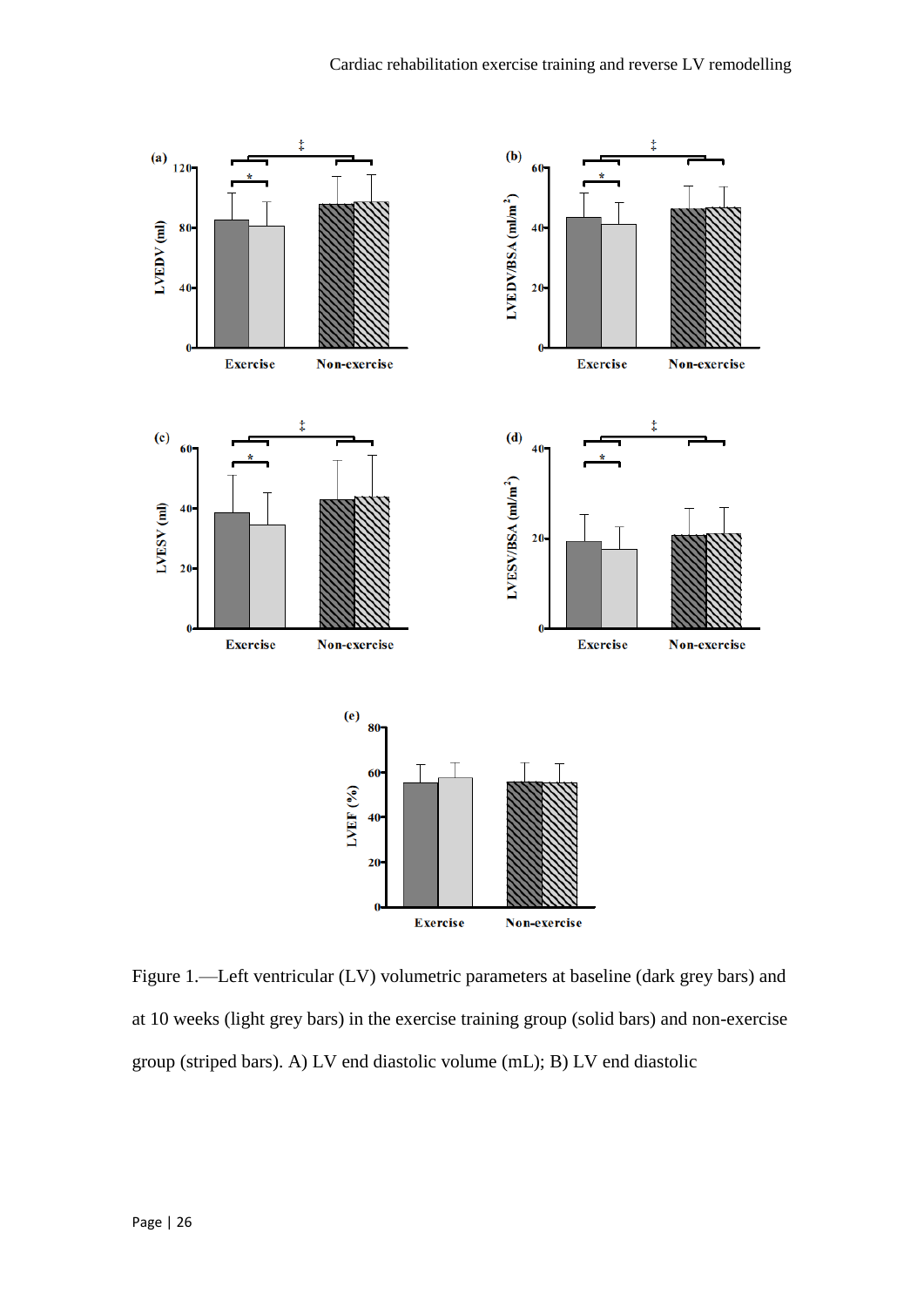Figure 1.—Left ventricular (LV) volumetric parameters at baseline (dark grey bars) and at 10 weeks (light grey bars) in the exercise training group (solid bars) and non-exercise group (striped bars). A) LV end diastolic volume (mL); B) LV end diastolic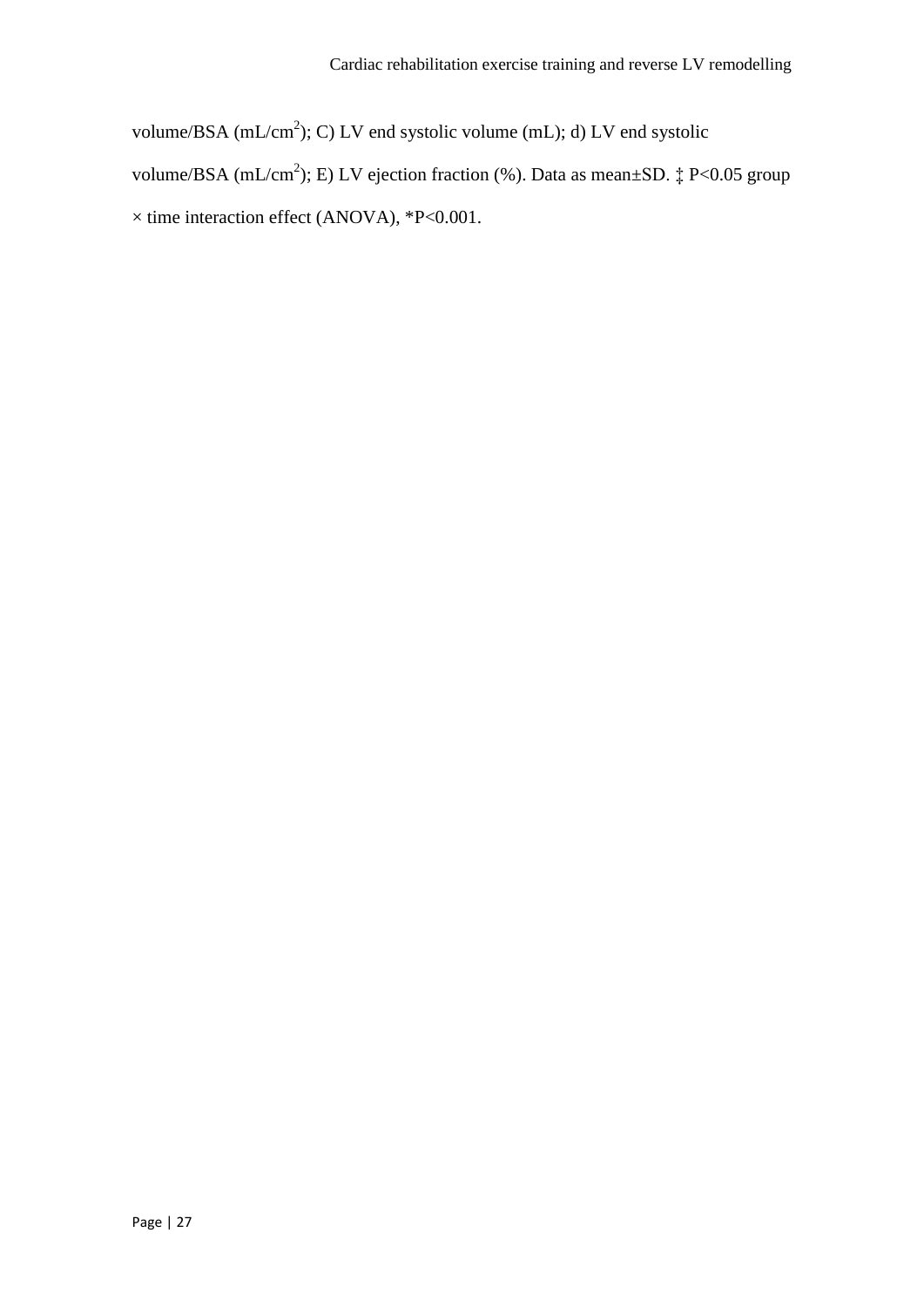volume/BSA (mL/cm$^2$); C) LV end systolic volume (mL); d) LV end systolic volume/BSA (mL/cm$^2$); E) LV ejection fraction (%). Data as mean±SD. ‡ P<0.05 group × time interaction effect (ANOVA), *P<0.001.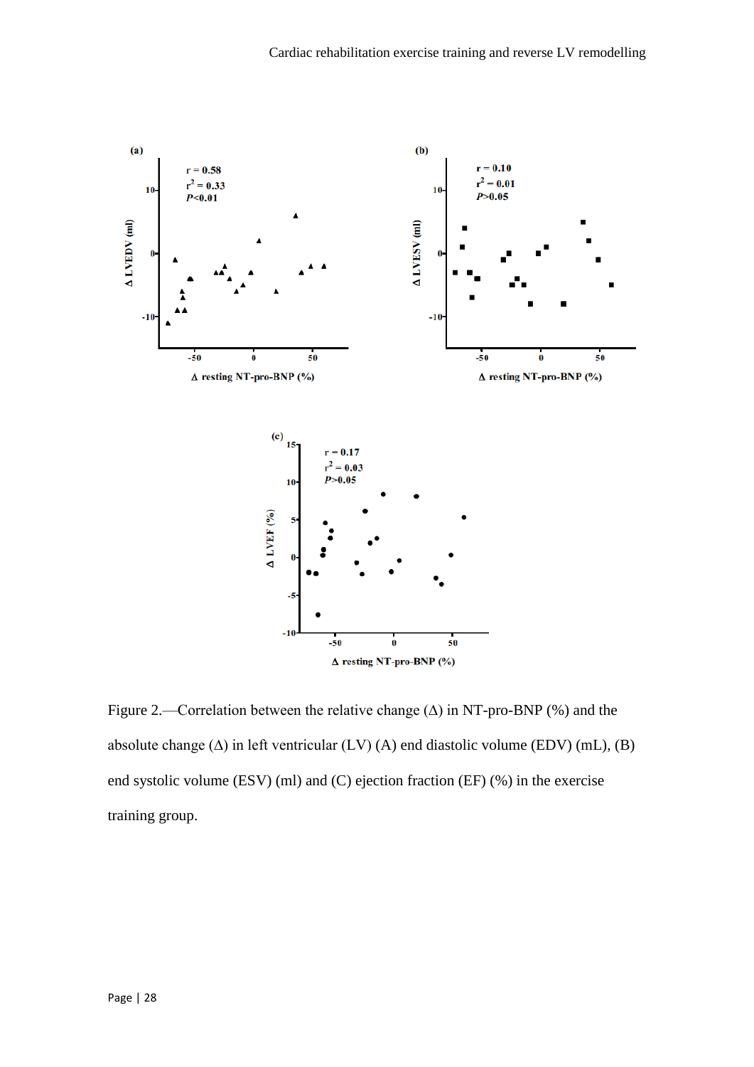(a)

r = 0.58

$r^2$ = 0.33

*P*<0.01

Δ LVEDV (ml)

Δ resting NT-pro-BNP (%)

(b)

r = 0.10

$r^2$ = 0.01

*P*>0.05

Δ LVESV (ml)

Δ resting NT-pro-BNP (%)

(c)

r = 0.17

$r^2$ = 0.03

*P*>0.05

Δ LVEF (%)

Δ resting NT-pro-BNP (%)

Figure 2.—Correlation between the relative change (Δ) in NT-pro-BNP (%) and the absolute change (Δ) in left ventricular (LV) (A) end diastolic volume (EDV) (mL), (B) end systolic volume (ESV) (ml) and (C) ejection fraction (EF) (%) in the exercise training group.